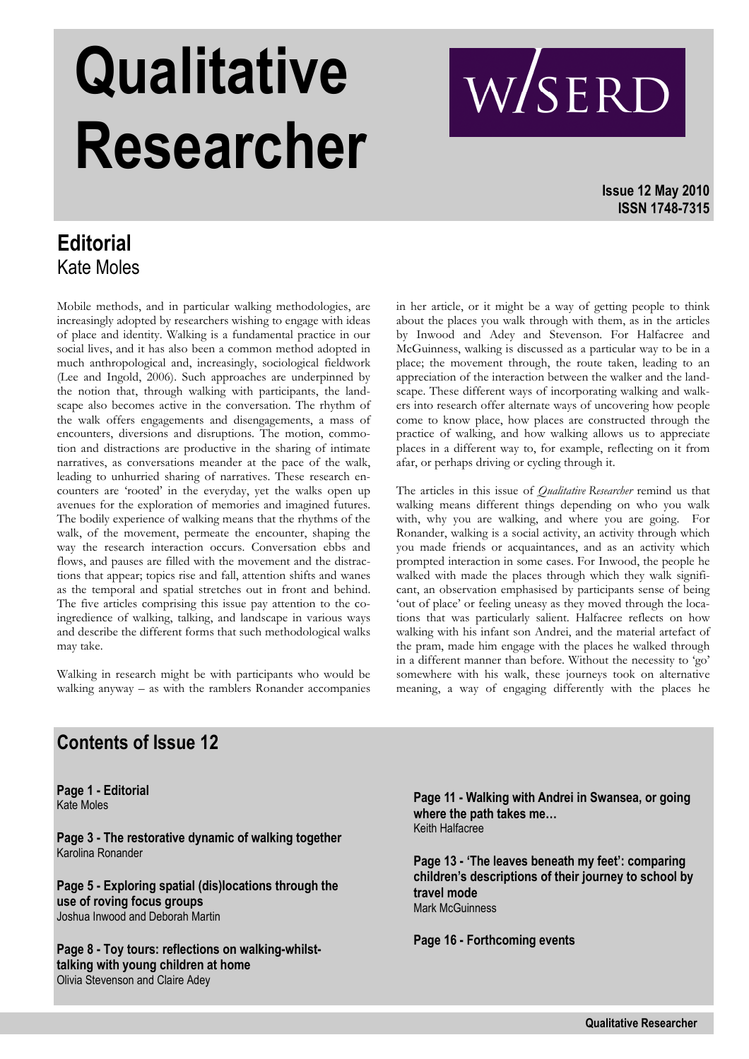# Qualitative Researcher

W/SERD

**Issue 12 May 2010**
**ISSN 1748-7315**

## Editorial

Kate Moles

Mobile methods, and in particular walking methodologies, are increasingly adopted by researchers wishing to engage with ideas of place and identity. Walking is a fundamental practice in our social lives, and it has also been a common method adopted in much anthropological and, increasingly, sociological fieldwork (Lee and Ingold, 2006). Such approaches are underpinned by the notion that, through walking with participants, the landscape also becomes active in the conversation. The rhythm of the walk offers engagements and disengagements, a mass of encounters, diversions and disruptions. The motion, commotion and distractions are productive in the sharing of intimate narratives, as conversations meander at the pace of the walk, leading to unhurried sharing of narratives. These research encounters are 'rooted' in the everyday, yet the walks open up avenues for the exploration of memories and imagined futures. The bodily experience of walking means that the rhythms of the walk, of the movement, permeate the encounter, shaping the way the research interaction occurs. Conversation ebbs and flows, and pauses are filled with the movement and the distractions that appear; topics rise and fall, attention shifts and wanes as the temporal and spatial stretches out in front and behind. The five articles comprising this issue pay attention to the co-ingredience of walking, talking, and landscape in various ways and describe the different forms that such methodological walks may take.

Walking in research might be with participants who would be walking anyway – as with the ramblers Ronander accompanies in her article, or it might be a way of getting people to think about the places you walk through with them, as in the articles by Inwood and Adey and Stevenson. For Halfacree and McGuinness, walking is discussed as a particular way to be in a place; the movement through, the route taken, leading to an appreciation of the interaction between the walker and the landscape. These different ways of incorporating walking and walkers into research offer alternate ways of uncovering how people come to know place, how places are constructed through the practice of walking, and how walking allows us to appreciate places in a different way to, for example, reflecting on it from afar, or perhaps driving or cycling through it.

The articles in this issue of *Qualitative Researcher* remind us that walking means different things depending on who you walk with, why you are walking, and where you are going. For Ronander, walking is a social activity, an activity through which you made friends or acquaintances, and as an activity which prompted interaction in some cases. For Inwood, the people he walked with made the places through which they walk significant, an observation emphasised by participants sense of being 'out of place' or feeling uneasy as they moved through the locations that was particularly salient. Halfacree reflects on how walking with his infant son Andrei, and the material artefact of the pram, made him engage with the places he walked through in a different manner than before. Without the necessity to 'go' somewhere with his walk, these journeys took on alternative meaning, a way of engaging differently with the places he

## Contents of Issue 12

**Page 1 - Editorial**
Kate Moles

**Page 3 - The restorative dynamic of walking together**
Karolina Ronander

**Page 5 - Exploring spatial (dis)locations through the use of roving focus groups**
Joshua Inwood and Deborah Martin

**Page 8 - Toy tours: reflections on walking-whilst-talking with young children at home**
Olivia Stevenson and Claire Adey

**Page 11 - Walking with Andrei in Swansea, or going where the path takes me…**
Keith Halfacree

**Page 13 - 'The leaves beneath my feet': comparing children's descriptions of their journey to school by travel mode**
Mark McGuinness

**Page 16 - Forthcoming events**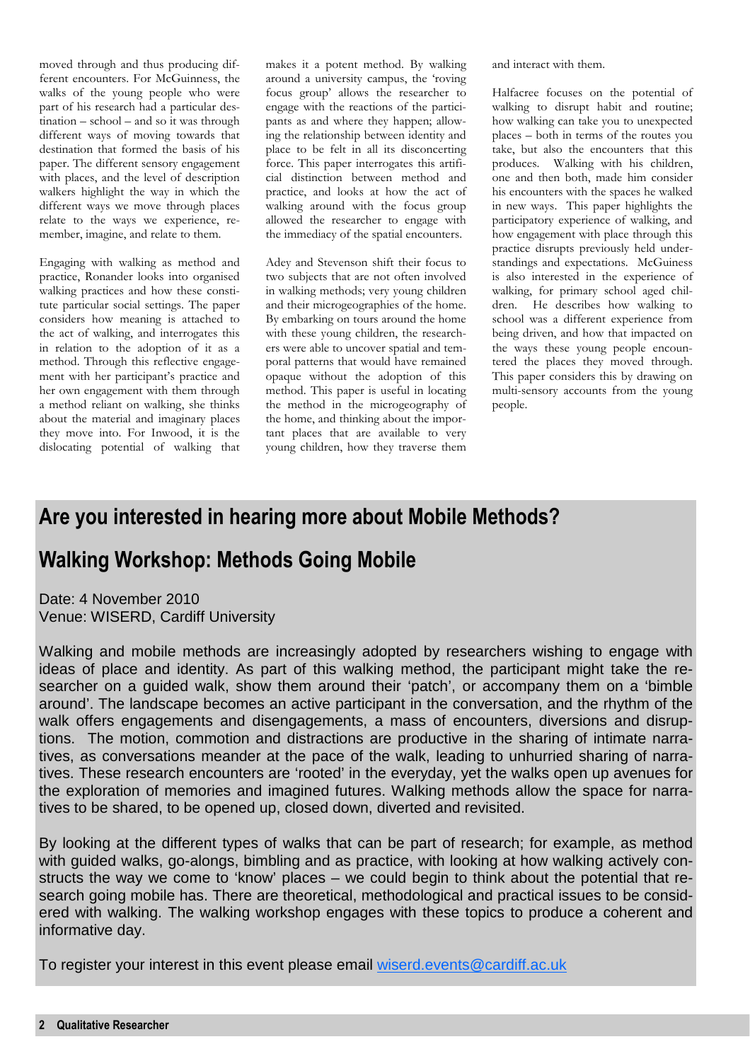moved through and thus producing different encounters. For McGuinness, the walks of the young people who were part of his research had a particular destination – school – and so it was through different ways of moving towards that destination that formed the basis of his paper. The different sensory engagement with places, and the level of description walkers highlight the way in which the different ways we move through places relate to the ways we experience, remember, imagine, and relate to them.

Engaging with walking as method and practice, Ronander looks into organised walking practices and how these constitute particular social settings. The paper considers how meaning is attached to the act of walking, and interrogates this in relation to the adoption of it as a method. Through this reflective engagement with her participant's practice and her own engagement with them through a method reliant on walking, she thinks about the material and imaginary places they move into. For Inwood, it is the dislocating potential of walking that makes it a potent method. By walking around a university campus, the 'roving focus group' allows the researcher to engage with the reactions of the participants as and where they happen; allowing the relationship between identity and place to be felt in all its disconcerting force. This paper interrogates this artificial distinction between method and practice, and looks at how the act of walking around with the focus group allowed the researcher to engage with the immediacy of the spatial encounters.

Adey and Stevenson shift their focus to two subjects that are not often involved in walking methods; very young children and their microgeographies of the home. By embarking on tours around the home with these young children, the researchers were able to uncover spatial and temporal patterns that would have remained opaque without the adoption of this method. This paper is useful in locating the method in the microgeography of the home, and thinking about the important places that are available to very young children, how they traverse them and interact with them.

Halfacree focuses on the potential of walking to disrupt habit and routine; how walking can take you to unexpected places – both in terms of the routes you take, but also the encounters that this produces. Walking with his children, one and then both, made him consider his encounters with the spaces he walked in new ways. This paper highlights the participatory experience of walking, and how engagement with place through this practice disrupts previously held understandings and expectations. McGuiness is also interested in the experience of walking, for primary school aged children. He describes how walking to school was a different experience from being driven, and how that impacted on the ways these young people encountered the places they moved through. This paper considers this by drawing on multi-sensory accounts from the young people.

## Are you interested in hearing more about Mobile Methods?

## Walking Workshop: Methods Going Mobile

Date: 4 November 2010
Venue: WISERD, Cardiff University

Walking and mobile methods are increasingly adopted by researchers wishing to engage with ideas of place and identity. As part of this walking method, the participant might take the researcher on a guided walk, show them around their 'patch', or accompany them on a 'bimble around'. The landscape becomes an active participant in the conversation, and the rhythm of the walk offers engagements and disengagements, a mass of encounters, diversions and disruptions. The motion, commotion and distractions are productive in the sharing of intimate narratives, as conversations meander at the pace of the walk, leading to unhurried sharing of narratives. These research encounters are 'rooted' in the everyday, yet the walks open up avenues for the exploration of memories and imagined futures. Walking methods allow the space for narratives to be shared, to be opened up, closed down, diverted and revisited.

By looking at the different types of walks that can be part of research; for example, as method with guided walks, go-alongs, bimbling and as practice, with looking at how walking actively constructs the way we come to 'know' places – we could begin to think about the potential that research going mobile has. There are theoretical, methodological and practical issues to be considered with walking. The walking workshop engages with these topics to produce a coherent and informative day.

To register your interest in this event please email wiserd.events@cardiff.ac.uk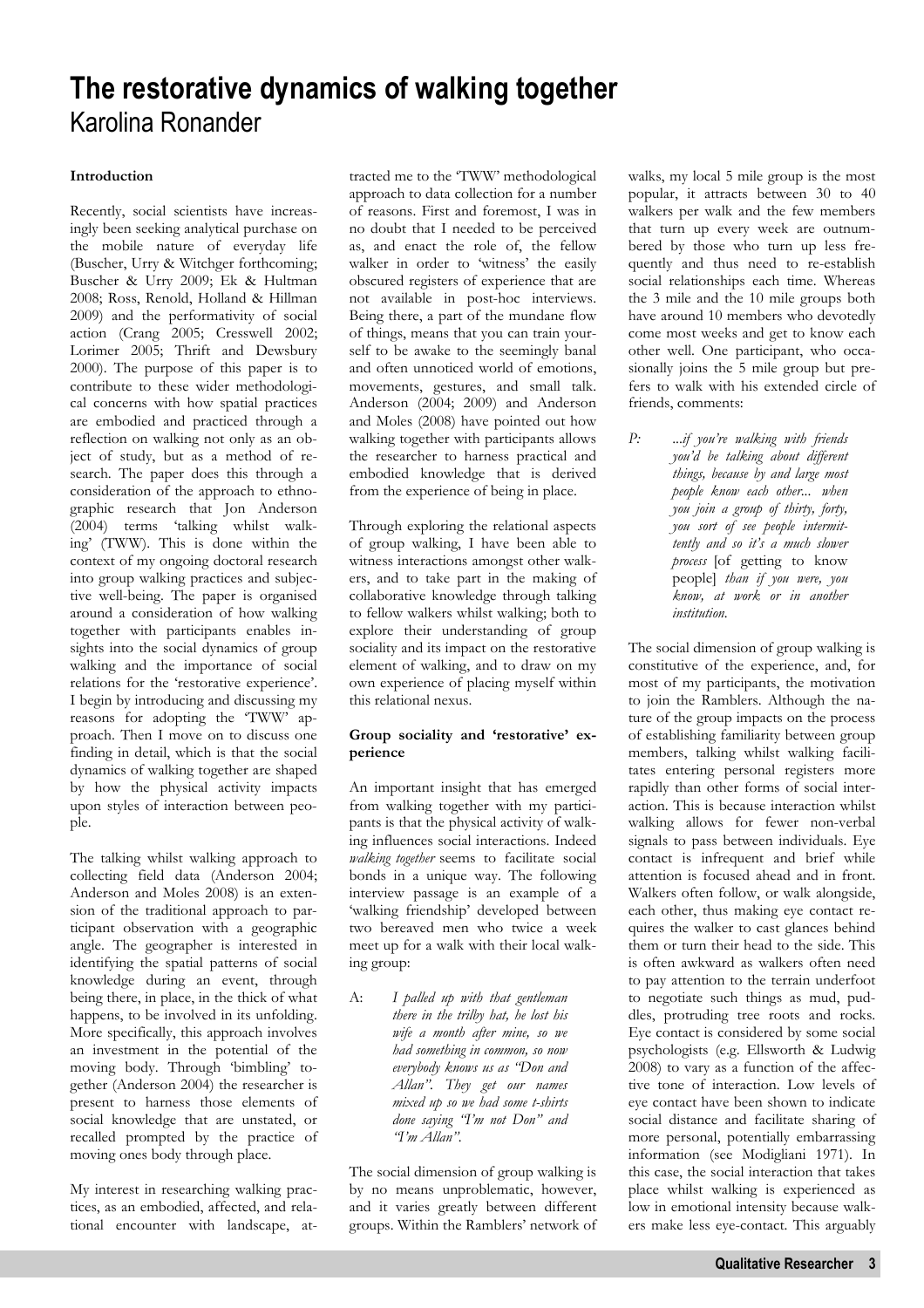# The restorative dynamics of walking together

Karolina Ronander

**Introduction**

Recently, social scientists have increasingly been seeking analytical purchase on the mobile nature of everyday life (Buscher, Urry & Witchger forthcoming; Buscher & Urry 2009; Ek & Hultman 2008; Ross, Renold, Holland & Hillman 2009) and the performativity of social action (Crang 2005; Cresswell 2002; Lorimer 2005; Thrift and Dewsbury 2000). The purpose of this paper is to contribute to these wider methodological concerns with how spatial practices are embodied and practiced through a reflection on walking not only as an object of study, but as a method of research. The paper does this through a consideration of the approach to ethnographic research that Jon Anderson (2004) terms 'talking whilst walking' (TWW). This is done within the context of my ongoing doctoral research into group walking practices and subjective well-being. The paper is organised around a consideration of how walking together with participants enables insights into the social dynamics of group walking and the importance of social relations for the 'restorative experience'. I begin by introducing and discussing my reasons for adopting the 'TWW' approach. Then I move on to discuss one finding in detail, which is that the social dynamics of walking together are shaped by how the physical activity impacts upon styles of interaction between people.

The talking whilst walking approach to collecting field data (Anderson 2004; Anderson and Moles 2008) is an extension of the traditional approach to participant observation with a geographic angle. The geographer is interested in identifying the spatial patterns of social knowledge during an event, through being there, in place, in the thick of what happens, to be involved in its unfolding. More specifically, this approach involves an investment in the potential of the moving body. Through 'bimbling' together (Anderson 2004) the researcher is present to harness those elements of social knowledge that are unstated, or recalled prompted by the practice of moving ones body through place.

My interest in researching walking practices, as an embodied, affected, and relational encounter with landscape, attracted me to the 'TWW' methodological approach to data collection for a number of reasons. First and foremost, I was in no doubt that I needed to be perceived as, and enact the role of, the fellow walker in order to 'witness' the easily obscured registers of experience that are not available in post-hoc interviews. Being there, a part of the mundane flow of things, means that you can train yourself to be awake to the seemingly banal and often unnoticed world of emotions, movements, gestures, and small talk. Anderson (2004; 2009) and Anderson and Moles (2008) have pointed out how walking together with participants allows the researcher to harness practical and embodied knowledge that is derived from the experience of being in place.

Through exploring the relational aspects of group walking, I have been able to witness interactions amongst other walkers, and to take part in the making of collaborative knowledge through talking to fellow walkers whilst walking; both to explore their understanding of group sociality and its impact on the restorative element of walking, and to draw on my own experience of placing myself within this relational nexus.

**Group sociality and 'restorative' experience**

An important insight that has emerged from walking together with my participants is that the physical activity of walking influences social interactions. Indeed *walking together* seems to facilitate social bonds in a unique way. The following interview passage is an example of a 'walking friendship' developed between two bereaved men who twice a week meet up for a walk with their local walking group:

> A: *I palled up with that gentleman there in the trilby hat, he lost his wife a month after mine, so we had something in common, so now everybody knows us as "Don and Allan". They get our names mixed up so we had some t-shirts done saying "I'm not Don" and "I'm Allan".*

The social dimension of group walking is by no means unproblematic, however, and it varies greatly between different groups. Within the Ramblers' network of walks, my local 5 mile group is the most popular, it attracts between 30 to 40 walkers per walk and the few members that turn up every week are outnumbered by those who turn up less frequently and thus need to re-establish social relationships each time. Whereas the 3 mile and the 10 mile groups both have around 10 members who devotedly come most weeks and get to know each other well. One participant, who occasionally joins the 5 mile group but prefers to walk with his extended circle of friends, comments:

> P: *...if you're walking with friends you'd be talking about different things, because by and large most people know each other... when you join a group of thirty, forty, you sort of see people intermittently and so it's a much slower process* [of getting to know people] *than if you were, you know, at work or in another institution.*

The social dimension of group walking is constitutive of the experience, and, for most of my participants, the motivation to join the Ramblers. Although the nature of the group impacts on the process of establishing familiarity between group members, talking whilst walking facilitates entering personal registers more rapidly than other forms of social interaction. This is because interaction whilst walking allows for fewer non-verbal signals to pass between individuals. Eye contact is infrequent and brief while attention is focused ahead and in front. Walkers often follow, or walk alongside, each other, thus making eye contact requires the walker to cast glances behind them or turn their head to the side. This is often awkward as walkers often need to pay attention to the terrain underfoot to negotiate such things as mud, puddles, protruding tree roots and rocks. Eye contact is considered by some social psychologists (e.g. Ellsworth & Ludwig 2008) to vary as a function of the affective tone of interaction. Low levels of eye contact have been shown to indicate social distance and facilitate sharing of more personal, potentially embarrassing information (see Modigliani 1971). In this case, the social interaction that takes place whilst walking is experienced as low in emotional intensity because walkers make less eye-contact. This arguably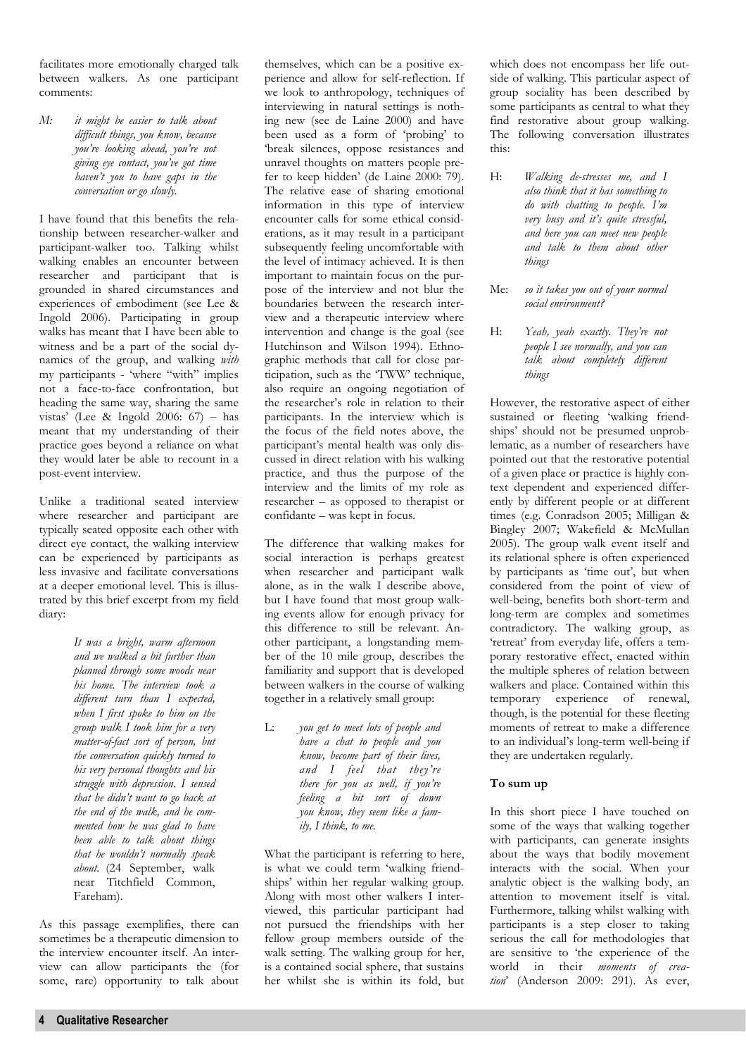facilitates more emotionally charged talk between walkers. As one participant comments:

> M: *it might be easier to talk about difficult things, you know, because you're looking ahead, you're not giving eye contact, you've got time haven't you to have gaps in the conversation or go slowly.*

I have found that this benefits the relationship between researcher-walker and participant-walker too. Talking whilst walking enables an encounter between researcher and participant that is grounded in shared circumstances and experiences of embodiment (see Lee & Ingold 2006). Participating in group walks has meant that I have been able to witness and be a part of the social dynamics of the group, and walking *with* my participants - 'where "with" implies not a face-to-face confrontation, but heading the same way, sharing the same vistas' (Lee & Ingold 2006: 67) – has meant that my understanding of their practice goes beyond a reliance on what they would later be able to recount in a post-event interview.

Unlike a traditional seated interview where researcher and participant are typically seated opposite each other with direct eye contact, the walking interview can be experienced by participants as less invasive and facilitate conversations at a deeper emotional level. This is illustrated by this brief excerpt from my field diary:

> *It was a bright, warm afternoon and we walked a bit further than planned through some woods near his home. The interview took a different turn than I expected, when I first spoke to him on the group walk I took him for a very matter-of-fact sort of person, but the conversation quickly turned to his very personal thoughts and his struggle with depression. I sensed that he didn't want to go back at the end of the walk, and he commented how he was glad to have been able to talk about things that he wouldn't normally speak about.* (24 September, walk near Titchfield Common, Fareham).

As this passage exemplifies, there can sometimes be a therapeutic dimension to the interview encounter itself. An interview can allow participants the (for some, rare) opportunity to talk about themselves, which can be a positive experience and allow for self-reflection. If we look to anthropology, techniques of interviewing in natural settings is nothing new (see de Laine 2000) and have been used as a form of 'probing' to 'break silences, oppose resistances and unravel thoughts on matters people prefer to keep hidden' (de Laine 2000: 79). The relative ease of sharing emotional information in this type of interview encounter calls for some ethical considerations, as it may result in a participant subsequently feeling uncomfortable with the level of intimacy achieved. It is then important to maintain focus on the purpose of the interview and not blur the boundaries between the research interview and a therapeutic interview where intervention and change is the goal (see Hutchinson and Wilson 1994). Ethnographic methods that call for close participation, such as the 'TWW' technique, also require an ongoing negotiation of the researcher's role in relation to their participants. In the interview which is the focus of the field notes above, the participant's mental health was only discussed in direct relation with his walking practice, and thus the purpose of the interview and the limits of my role as researcher – as opposed to therapist or confidante – was kept in focus.

The difference that walking makes for social interaction is perhaps greatest when researcher and participant walk alone, as in the walk I describe above, but I have found that most group walking events allow for enough privacy for this difference to still be relevant. Another participant, a longstanding member of the 10 mile group, describes the familiarity and support that is developed between walkers in the course of walking together in a relatively small group:

> L: *you get to meet lots of people and have a chat to people and you know, become part of their lives, and I feel that they're there for you as well, if you're feeling a bit sort of down you know, they seem like a family, I think, to me.*

What the participant is referring to here, is what we could term 'walking friendships' within her regular walking group. Along with most other walkers I interviewed, this particular participant had not pursued the friendships with her fellow group members outside of the walk setting. The walking group for her, is a contained social sphere, that sustains her whilst she is within its fold, but which does not encompass her life outside of walking. This particular aspect of group sociality has been described by some participants as central to what they find restorative about group walking. The following conversation illustrates this:

> H: *Walking de-stresses me, and I also think that it has something to do with chatting to people. I'm very busy and it's quite stressful, and here you can meet new people and talk to them about other things*
>
> Me: *so it takes you out of your normal social environment?*
>
> H: *Yeah, yeah exactly. They're not people I see normally, and you can talk about completely different things*

However, the restorative aspect of either sustained or fleeting 'walking friendships' should not be presumed unproblematic, as a number of researchers have pointed out that the restorative potential of a given place or practice is highly context dependent and experienced differently by different people or at different times (e.g. Conradson 2005; Milligan & Bingley 2007; Wakefield & McMullan 2005). The group walk event itself and its relational sphere is often experienced by participants as 'time out', but when considered from the point of view of well-being, benefits both short-term and long-term are complex and sometimes contradictory. The walking group, as 'retreat' from everyday life, offers a temporary restorative effect, enacted within the multiple spheres of relation between walkers and place. Contained within this temporary experience of renewal, though, is the potential for these fleeting moments of retreat to make a difference to an individual's long-term well-being if they are undertaken regularly.

**To sum up**

In this short piece I have touched on some of the ways that walking together with participants, can generate insights about the ways that bodily movement interacts with the social. When your analytic object is the walking body, an attention to movement itself is vital. Furthermore, talking whilst walking with participants is a step closer to taking serious the call for methodologies that are sensitive to 'the experience of the world in their *moments of creation*' (Anderson 2009: 291). As ever,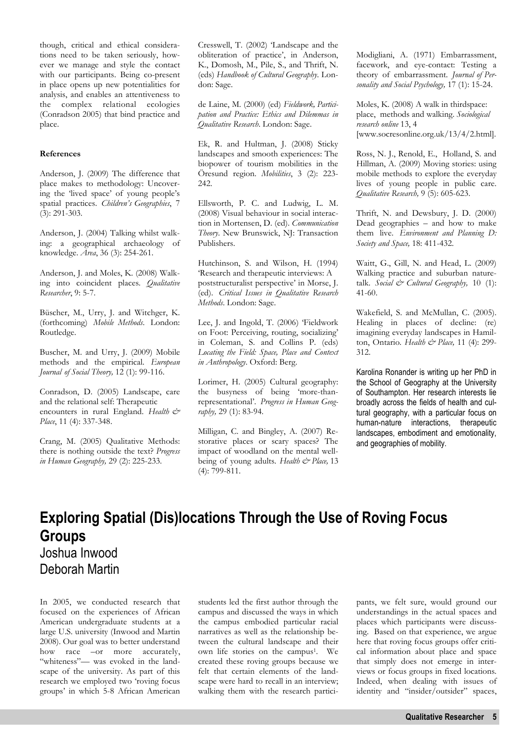though, critical and ethical considerations need to be taken seriously, however we manage and style the contact with our participants. Being co-present in place opens up new potentialities for analysis, and enables an attentiveness to the complex relational ecologies (Conradson 2005) that bind practice and place.

**References**

Anderson, J. (2009) The difference that place makes to methodology: Uncovering the 'lived space' of young people's spatial practices. *Children's Geographies*, 7 (3): 291-303.

Anderson, J. (2004) Talking whilst walking: a geographical archaeology of knowledge. *Area*, 36 (3): 254-261.

Anderson, J. and Moles, K. (2008) Walking into coincident places. *Qualitative Researcher*, 9: 5-7.

Büscher, M., Urry, J. and Witchger, K. (forthcoming) *Mobile Methods*. London: Routledge.

Buscher, M. and Urry, J. (2009) Mobile methods and the empirical. *European Journal of Social Theory,* 12 (1): 99-116.

Conradson, D. (2005) Landscape, care and the relational self: Therapeutic encounters in rural England. *Health & Place*, 11 (4): 337-348.

Crang, M. (2005) Qualitative Methods: there is nothing outside the text? *Progress in Human Geography,* 29 (2): 225-233.

Cresswell, T. (2002) 'Landscape and the obliteration of practice', in Anderson, K., Domosh, M., Pile, S., and Thrift, N. (eds) *Handbook of Cultural Geography*. London: Sage.

de Laine, M. (2000) (ed) *Fieldwork, Participation and Practice: Ethics and Dilemmas in Qualitative Research*. London: Sage.

Ek, R. and Hultman, J. (2008) Sticky landscapes and smooth experiences: The biopower of tourism mobilities in the Öresund region. *Mobilities*, 3 (2): 223-242.

Ellsworth, P. C. and Ludwig, L. M. (2008) Visual behaviour in social interaction in Mortensen, D. (ed). *Communication Theory*. New Brunswick, NJ: Transaction Publishers.

Hutchinson, S. and Wilson, H. (1994) 'Research and therapeutic interviews: A poststructuralist perspective' in Morse, J. (ed). *Critical Issues in Qualitative Research Methods*. London: Sage.

Lee, J. and Ingold, T. (2006) 'Fieldwork on Foot: Perceiving, routing, socializing' in Coleman, S. and Collins P. (eds) *Locating the Field: Space, Place and Context in Anthropology*. Oxford: Berg.

Lorimer, H. (2005) Cultural geography: the busyness of being 'more-than-representational'. *Progress in Human Geography,* 29 (1): 83-94.

Milligan, C. and Bingley, A. (2007) Restorative places or scary spaces? The impact of woodland on the mental wellbeing of young adults. *Health & Place,* 13 (4): 799-811.

Modigliani, A. (1971) Embarrassment, facework, and eye-contact: Testing a theory of embarrassment. *Journal of Personality and Social Psychology,* 17 (1): 15-24.

Moles, K. (2008) A walk in thirdspace: place, methods and walking. *Sociological research online* 13, 4 [www.socresonline.org.uk/13/4/2.html].

Ross, N. J., Renold, E., Holland, S. and Hillman, A. (2009) Moving stories: using mobile methods to explore the everyday lives of young people in public care. *Qualitative Research,* 9 (5): 605-623.

Thrift, N. and Dewsbury, J. D. (2000) Dead geographies – and how to make them live. *Environment and Planning D: Society and Space,* 18: 411-432.

Waitt, G., Gill, N. and Head, L. (2009) Walking practice and suburban nature-talk. *Social & Cultural Geography,* 10 (1): 41-60.

Wakefield, S. and McMullan, C. (2005). Healing in places of decline: (re) imagining everyday landscapes in Hamilton, Ontario. *Health & Place,* 11 (4): 299-312.

Karolina Ronander is writing up her PhD in the School of Geography at the University of Southampton. Her research interests lie broadly across the fields of health and cultural geography, with a particular focus on human-nature interactions, therapeutic landscapes, embodiment and emotionality, and geographies of mobility.

# Exploring Spatial (Dis)locations Through the Use of Roving Focus Groups

Joshua Inwood

Deborah Martin

In 2005, we conducted research that focused on the experiences of African American undergraduate students at a large U.S. university (Inwood and Martin 2008). Our goal was to better understand how race –or more accurately, "whiteness"— was evoked in the landscape of the university. As part of this research we employed two 'roving focus groups' in which 5-8 African American students led the first author through the campus and discussed the ways in which the campus embodied particular racial narratives as well as the relationship between the cultural landscape and their own life stories on the campus[1]. We created these roving groups because we felt that certain elements of the landscape were hard to recall in an interview; walking them with the research participants, we felt sure, would ground our understandings in the actual spaces and places which participants were discussing. Based on that experience, we argue here that roving focus groups offer critical information about place and space that simply does not emerge in interviews or focus groups in fixed locations. Indeed, when dealing with issues of identity and "insider/outsider" spaces,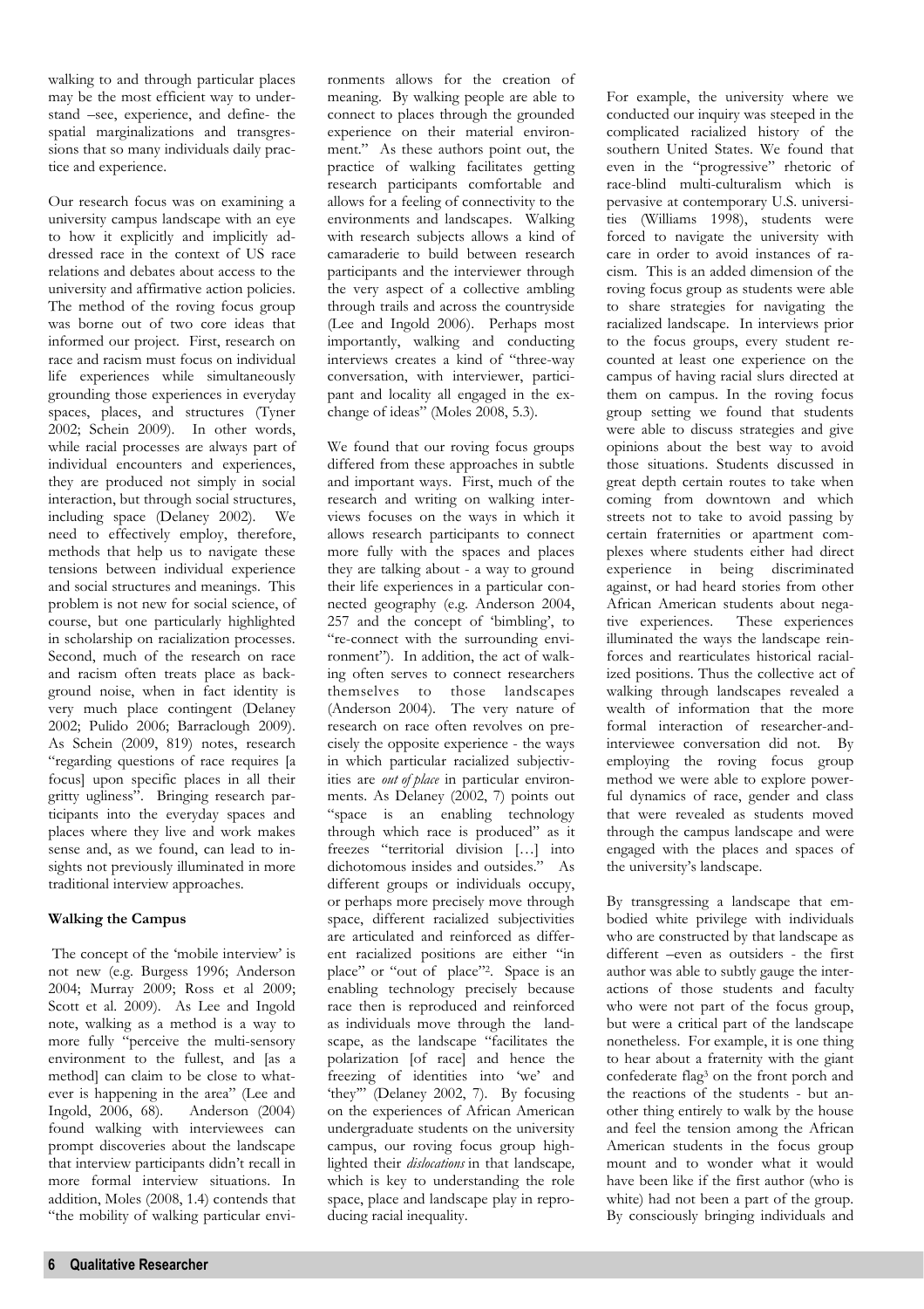walking to and through particular places may be the most efficient way to understand –see, experience, and define- the spatial marginalizations and transgressions that so many individuals daily practice and experience.

Our research focus was on examining a university campus landscape with an eye to how it explicitly and implicitly addressed race in the context of US race relations and debates about access to the university and affirmative action policies. The method of the roving focus group was borne out of two core ideas that informed our project. First, research on race and racism must focus on individual life experiences while simultaneously grounding those experiences in everyday spaces, places, and structures (Tyner 2002; Schein 2009). In other words, while racial processes are always part of individual encounters and experiences, they are produced not simply in social interaction, but through social structures, including space (Delaney 2002). We need to effectively employ, therefore, methods that help us to navigate these tensions between individual experience and social structures and meanings. This problem is not new for social science, of course, but one particularly highlighted in scholarship on racialization processes. Second, much of the research on race and racism often treats place as background noise, when in fact identity is very much place contingent (Delaney 2002; Pulido 2006; Barraclough 2009). As Schein (2009, 819) notes, research "regarding questions of race requires [a focus] upon specific places in all their gritty ugliness". Bringing research participants into the everyday spaces and places where they live and work makes sense and, as we found, can lead to insights not previously illuminated in more traditional interview approaches.

### Walking the Campus

The concept of the 'mobile interview' is not new (e.g. Burgess 1996; Anderson 2004; Murray 2009; Ross et al 2009; Scott et al. 2009). As Lee and Ingold note, walking as a method is a way to more fully "perceive the multi-sensory environment to the fullest, and [as a method] can claim to be close to whatever is happening in the area" (Lee and Ingold, 2006, 68). Anderson (2004) found walking with interviewees can prompt discoveries about the landscape that interview participants didn't recall in more formal interview situations. In addition, Moles (2008, 1.4) contends that "the mobility of walking particular environments allows for the creation of meaning. By walking people are able to connect to places through the grounded experience on their material environment." As these authors point out, the practice of walking facilitates getting research participants comfortable and allows for a feeling of connectivity to the environments and landscapes. Walking with research subjects allows a kind of camaraderie to build between research participants and the interviewer through the very aspect of a collective ambling through trails and across the countryside (Lee and Ingold 2006). Perhaps most importantly, walking and conducting interviews creates a kind of "three-way conversation, with interviewer, participant and locality all engaged in the exchange of ideas" (Moles 2008, 5.3).

We found that our roving focus groups differed from these approaches in subtle and important ways. First, much of the research and writing on walking interviews focuses on the ways in which it allows research participants to connect more fully with the spaces and places they are talking about - a way to ground their life experiences in a particular connected geography (e.g. Anderson 2004, 257 and the concept of 'bimbling', to "re-connect with the surrounding environment"). In addition, the act of walking often serves to connect researchers themselves to those landscapes (Anderson 2004). The very nature of research on race often revolves on precisely the opposite experience - the ways in which particular racialized subjectivities are *out of place* in particular environments. As Delaney (2002, 7) points out "space is an enabling technology through which race is produced" as it freezes "territorial division […] into dichotomous insides and outsides." As different groups or individuals occupy, or perhaps more precisely move through space, different racialized subjectivities are articulated and reinforced as different racialized positions are either "in place" or "out of place"[2]. Space is an enabling technology precisely because race then is reproduced and reinforced as individuals move through the landscape, as the landscape "facilitates the polarization [of race] and hence the freezing of identities into 'we' and 'they'" (Delaney 2002, 7). By focusing on the experiences of African American undergraduate students on the university campus, our roving focus group highlighted their *dislocations* in that landscape, which is key to understanding the role space, place and landscape play in reproducing racial inequality.

For example, the university where we conducted our inquiry was steeped in the complicated racialized history of the southern United States. We found that even in the "progressive" rhetoric of race-blind multi-culturalism which is pervasive at contemporary U.S. universities (Williams 1998), students were forced to navigate the university with care in order to avoid instances of racism. This is an added dimension of the roving focus group as students were able to share strategies for navigating the racialized landscape. In interviews prior to the focus groups, every student recounted at least one experience on the campus of having racial slurs directed at them on campus. In the roving focus group setting we found that students were able to discuss strategies and give opinions about the best way to avoid those situations. Students discussed in great depth certain routes to take when coming from downtown and which streets not to take to avoid passing by certain fraternities or apartment complexes where students either had direct experience in being discriminated against, or had heard stories from other African American students about negative experiences. These experiences illuminated the ways the landscape reinforces and rearticulates historical racialized positions. Thus the collective act of walking through landscapes revealed a wealth of information that the more formal interaction of researcher-and-interviewee conversation did not. By employing the roving focus group method we were able to explore powerful dynamics of race, gender and class that were revealed as students moved through the campus landscape and were engaged with the places and spaces of the university's landscape.

By transgressing a landscape that embodied white privilege with individuals who are constructed by that landscape as different –even as outsiders - the first author was able to subtly gauge the interactions of those students and faculty who were not part of the focus group, but were a critical part of the landscape nonetheless. For example, it is one thing to hear about a fraternity with the giant confederate flag[3] on the front porch and the reactions of the students - but another thing entirely to walk by the house and feel the tension among the African American students in the focus group mount and to wonder what it would have been like if the first author (who is white) had not been a part of the group. By consciously bringing individuals and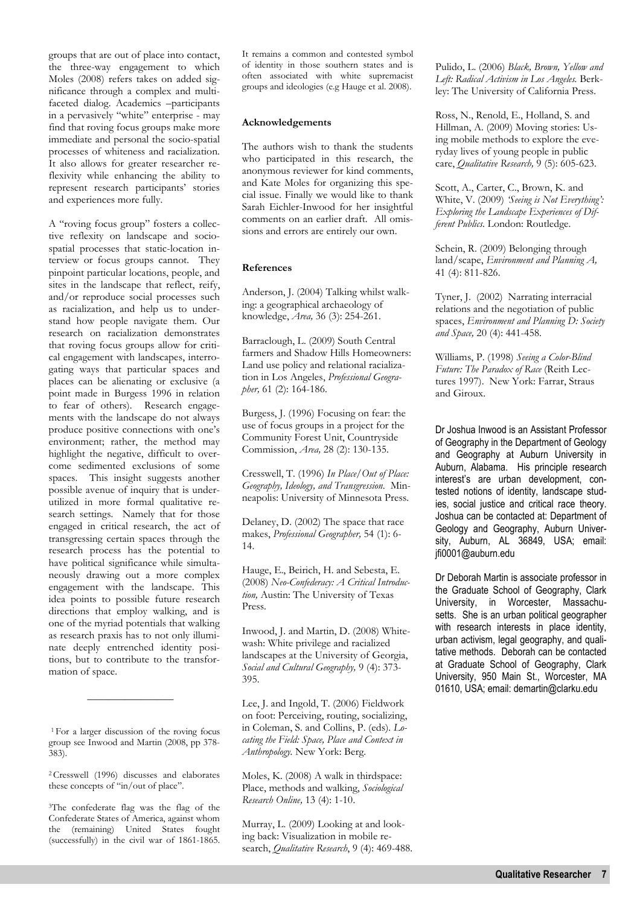groups that are out of place into contact, the three-way engagement to which Moles (2008) refers takes on added significance through a complex and multi-faceted dialog. Academics –participants in a pervasively "white" enterprise - may find that roving focus groups make more immediate and personal the socio-spatial processes of whiteness and racialization. It also allows for greater researcher reflexivity while enhancing the ability to represent research participants' stories and experiences more fully.

A "roving focus group" fosters a collective reflexity on landscape and socio-spatial processes that static-location interview or focus groups cannot. They pinpoint particular locations, people, and sites in the landscape that reflect, reify, and/or reproduce social processes such as racialization, and help us to understand how people navigate them. Our research on racialization demonstrates that roving focus groups allow for critical engagement with landscapes, interrogating ways that particular spaces and places can be alienating or exclusive (a point made in Burgess 1996 in relation to fear of others). Research engagements with the landscape do not always produce positive connections with one's environment; rather, the method may highlight the negative, difficult to overcome sedimented exclusions of some spaces. This insight suggests another possible avenue of inquiry that is underutilized in more formal qualitative research settings. Namely that for those engaged in critical research, the act of transgressing certain spaces through the research process has the potential to have political significance while simultaneously drawing out a more complex engagement with the landscape. This idea points to possible future research directions that employ walking, and is one of the myriad potentials that walking as research praxis has to not only illuminate deeply entrenched identity positions, but to contribute to the transformation of space.

---

[1] For a larger discussion of the roving focus group see Inwood and Martin (2008, pp 378-383).

[2] Cresswell (1996) discusses and elaborates these concepts of "in/out of place".

[3] The confederate flag was the flag of the Confederate States of America, against whom the (remaining) United States fought (successfully) in the civil war of 1861-1865. It remains a common and contested symbol of identity in those southern states and is often associated with white supremacist groups and ideologies (e.g Hauge et al. 2008).

**Acknowledgements**

The authors wish to thank the students who participated in this research, the anonymous reviewer for kind comments, and Kate Moles for organizing this special issue. Finally we would like to thank Sarah Eichler-Inwood for her insightful comments on an earlier draft. All omissions and errors are entirely our own.

**References**

Anderson, J. (2004) Talking whilst walking: a geographical archaeology of knowledge, *Area,* 36 (3): 254-261.

Barraclough, L. (2009) South Central farmers and Shadow Hills Homeowners: Land use policy and relational racialization in Los Angeles, *Professional Geographer,* 61 (2): 164-186.

Burgess, J. (1996) Focusing on fear: the use of focus groups in a project for the Community Forest Unit, Countryside Commission, *Area,* 28 (2): 130-135.

Cresswell, T. (1996) *In Place/Out of Place: Geography, Ideology, and Transgression.* Minneapolis: University of Minnesota Press.

Delaney, D. (2002) The space that race makes, *Professional Geographer,* 54 (1): 6-14.

Hauge, E., Beirich, H. and Sebesta, E. (2008) *Neo-Confederacy: A Critical Introduction,* Austin: The University of Texas Press.

Inwood, J. and Martin, D. (2008) Whitewash: White privilege and racialized landscapes at the University of Georgia, *Social and Cultural Geography,* 9 (4): 373-395.

Lee, J. and Ingold, T. (2006) Fieldwork on foot: Perceiving, routing, socializing, in Coleman, S. and Collins, P. (eds). *Locating the Field: Space, Place and Context in Anthropology.* New York: Berg.

Moles, K. (2008) A walk in thirdspace: Place, methods and walking, *Sociological Research Online,* 13 (4): 1-10.

Murray, L. (2009) Looking at and looking back: Visualization in mobile research, *Qualitative Research*, 9 (4): 469-488.

Pulido, L. (2006) *Black, Brown, Yellow and Left: Radical Activism in Los Angeles.* Berkley: The University of California Press.

Ross, N., Renold, E., Holland, S. and Hillman, A. (2009) Moving stories: Using mobile methods to explore the everyday lives of young people in public care, *Qualitative Research,* 9 (5): 605-623.

Scott, A., Carter, C., Brown, K. and White, V. (2009) *'Seeing is Not Everything': Exploring the Landscape Experiences of Different Publics.* London: Routledge.

Schein, R. (2009) Belonging through land/scape, *Environment and Planning A,* 41 (4): 811-826.

Tyner, J. (2002) Narrating interracial relations and the negotiation of public spaces, *Environment and Planning D: Society and Space,* 20 (4): 441-458.

Williams, P. (1998) *Seeing a Color-Blind Future: The Paradox of Race* (Reith Lectures 1997). New York: Farrar, Straus and Giroux.

Dr Joshua Inwood is an Assistant Professor of Geography in the Department of Geology and Geography at Auburn University in Auburn, Alabama. His principle research interest's are urban development, contested notions of identity, landscape studies, social justice and critical race theory. Joshua can be contacted at: Department of Geology and Geography, Auburn University, Auburn, AL 36849, USA; email: jfi0001@auburn.edu

Dr Deborah Martin is associate professor in the Graduate School of Geography, Clark University, in Worcester, Massachusetts. She is an urban political geographer with research interests in place identity, urban activism, legal geography, and qualitative methods. Deborah can be contacted at Graduate School of Geography, Clark University, 950 Main St., Worcester, MA 01610, USA; email: demartin@clarku.edu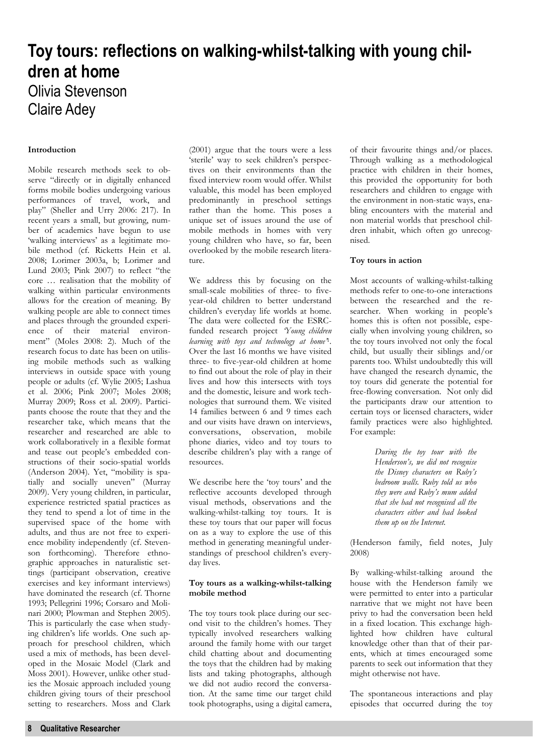# Toy tours: reflections on walking-whilst-talking with young children at home

Olivia Stevenson
Claire Adey

### Introduction

Mobile research methods seek to observe "directly or in digitally enhanced forms mobile bodies undergoing various performances of travel, work, and play" (Sheller and Urry 2006: 217). In recent years a small, but growing, number of academics have begun to use 'walking interviews' as a legitimate mobile method (cf. Ricketts Hein et al. 2008; Lorimer 2003a, b; Lorimer and Lund 2003; Pink 2007) to reflect "the core … realisation that the mobility of walking within particular environments allows for the creation of meaning. By walking people are able to connect times and places through the grounded experience of their material environment" (Moles 2008: 2). Much of the research focus to date has been on utilising mobile methods such as walking interviews in outside space with young people or adults (cf. Wylie 2005; Lashua et al. 2006; Pink 2007; Moles 2008; Murray 2009; Ross et al. 2009). Participants choose the route that they and the researcher take, which means that the researcher and researched are able to work collaboratively in a flexible format and tease out people's embedded constructions of their socio-spatial worlds (Anderson 2004). Yet, "mobility is spatially and socially uneven" (Murray 2009). Very young children, in particular, experience restricted spatial practices as they tend to spend a lot of time in the supervised space of the home with adults, and thus are not free to experience mobility independently (cf. Stevenson forthcoming). Therefore ethnographic approaches in naturalistic settings (participant observation, creative exercises and key informant interviews) have dominated the research (cf. Thorne 1993; Pellegrini 1996; Corsaro and Molinari 2000; Plowman and Stephen 2005). This is particularly the case when studying children's life worlds. One such approach for preschool children, which used a mix of methods, has been developed in the Mosaic Model (Clark and Moss 2001). However, unlike other studies the Mosaic approach included young children giving tours of their preschool setting to researchers. Moss and Clark (2001) argue that the tours were a less 'sterile' way to seek children's perspectives on their environments than the fixed interview room would offer. Whilst valuable, this model has been employed predominantly in preschool settings rather than the home. This poses a unique set of issues around the use of mobile methods in homes with very young children who have, so far, been overlooked by the mobile research literature.

We address this by focusing on the small-scale mobilities of three- to five-year-old children to better understand children's everyday life worlds at home. The data were collected for the ESRC-funded research project *'Young children learning with toys and technology at home'*[1]. Over the last 16 months we have visited three- to five-year-old children at home to find out about the role of play in their lives and how this intersects with toys and the domestic, leisure and work technologies that surround them. We visited 14 families between 6 and 9 times each and our visits have drawn on interviews, conversations, observation, mobile phone diaries, video and toy tours to describe children's play with a range of resources.

We describe here the 'toy tours' and the reflective accounts developed through visual methods, observations and the walking-whilst-talking toy tours. It is these toy tours that our paper will focus on as a way to explore the use of this method in generating meaningful understandings of preschool children's everyday lives.

### Toy tours as a walking-whilst-talking mobile method

The toy tours took place during our second visit to the children's homes. They typically involved researchers walking around the family home with our target child chatting about and documenting the toys that the children had by making lists and taking photographs, although we did not audio record the conversation. At the same time our target child took photographs, using a digital camera, of their favourite things and/or places. Through walking as a methodological practice with children in their homes, this provided the opportunity for both researchers and children to engage with the environment in non-static ways, enabling encounters with the material and non material worlds that preschool children inhabit, which often go unrecognised.

### Toy tours in action

Most accounts of walking-whilst-talking methods refer to one-to-one interactions between the researched and the researcher. When working in people's homes this is often not possible, especially when involving young children, so the toy tours involved not only the focal child, but usually their siblings and/or parents too. Whilst undoubtedly this will have changed the research dynamic, the toy tours did generate the potential for free-flowing conversation. Not only did the participants draw our attention to certain toys or licensed characters, wider family practices were also highlighted. For example:

> *During the toy tour with the Henderson's, we did not recognise the Disney characters on Ruby's bedroom walls. Ruby told us who they were and Ruby's mum added that she had not recognised all the characters either and had looked them up on the Internet.*

(Henderson family, field notes, July 2008)

By walking-whilst-talking around the house with the Henderson family we were permitted to enter into a particular narrative that we might not have been privy to had the conversation been held in a fixed location. This exchange highlighted how children have cultural knowledge other than that of their parents, which at times encouraged some parents to seek out information that they might otherwise not have.

The spontaneous interactions and play episodes that occurred during the toy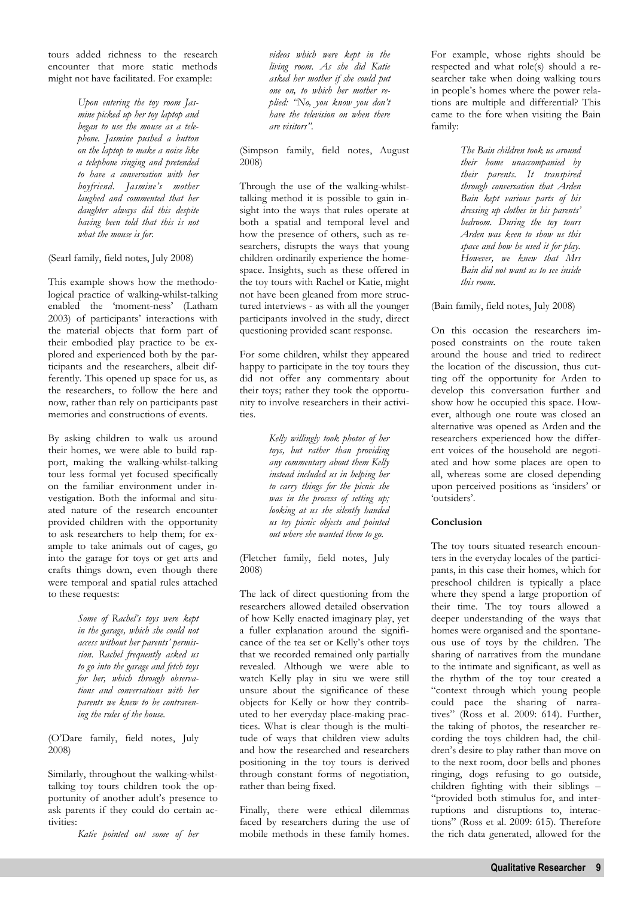tours added richness to the research encounter that more static methods might not have facilitated. For example:

> *Upon entering the toy room Jasmine picked up her toy laptop and began to use the mouse as a telephone. Jasmine pushed a button on the laptop to make a noise like a telephone ringing and pretended to have a conversation with her boyfriend. Jasmine's mother laughed and commented that her daughter always did this despite having been told that this is not what the mouse is for.*

(Searl family, field notes, July 2008)

This example shows how the methodological practice of walking-whilst-talking enabled the 'moment-ness' (Latham 2003) of participants' interactions with the material objects that form part of their embodied play practice to be explored and experienced both by the participants and the researchers, albeit differently. This opened up space for us, as the researchers, to follow the here and now, rather than rely on participants past memories and constructions of events.

By asking children to walk us around their homes, we were able to build rapport, making the walking-whilst-talking tour less formal yet focused specifically on the familiar environment under investigation. Both the informal and situated nature of the research encounter provided children with the opportunity to ask researchers to help them; for example to take animals out of cages, go into the garage for toys or get arts and crafts things down, even though there were temporal and spatial rules attached to these requests:

> *Some of Rachel's toys were kept in the garage, which she could not access without her parents' permission. Rachel frequently asked us to go into the garage and fetch toys for her, which through observations and conversations with her parents we knew to be contravening the rules of the house.*

(O'Dare family, field notes, July 2008)

Similarly, throughout the walking-whilst-talking toy tours children took the opportunity of another adult's presence to ask parents if they could do certain activities:

> *Katie pointed out some of her videos which were kept in the living room. As she did Katie asked her mother if she could put one on, to which her mother replied: "No, you know you don't have the television on when there are visitors".*

(Simpson family, field notes, August 2008)

Through the use of the walking-whilst-talking method it is possible to gain insight into the ways that rules operate at both a spatial and temporal level and how the presence of others, such as researchers, disrupts the ways that young children ordinarily experience the home-space. Insights, such as these offered in the toy tours with Rachel or Katie, might not have been gleaned from more structured interviews - as with all the younger participants involved in the study, direct questioning provided scant response.

For some children, whilst they appeared happy to participate in the toy tours they did not offer any commentary about their toys; rather they took the opportunity to involve researchers in their activities.

> *Kelly willingly took photos of her toys, but rather than providing any commentary about them Kelly instead included us in helping her to carry things for the picnic she was in the process of setting up; looking at us she silently handed us toy picnic objects and pointed out where she wanted them to go.*

(Fletcher family, field notes, July 2008)

The lack of direct questioning from the researchers allowed detailed observation of how Kelly enacted imaginary play, yet a fuller explanation around the significance of the tea set or Kelly's other toys that we recorded remained only partially revealed. Although we were able to watch Kelly play in situ we were still unsure about the significance of these objects for Kelly or how they contributed to her everyday place-making practices. What is clear though is the multitude of ways that children view adults and how the researched and researchers positioning in the toy tours is derived through constant forms of negotiation, rather than being fixed.

Finally, there were ethical dilemmas faced by researchers during the use of mobile methods in these family homes. For example, whose rights should be respected and what role(s) should a researcher take when doing walking tours in people's homes where the power relations are multiple and differential? This came to the fore when visiting the Bain family:

> *The Bain children took us around their home unaccompanied by their parents. It transpired through conversation that Arden Bain kept various parts of his dressing up clothes in his parents' bedroom. During the toy tours Arden was keen to show us this space and how he used it for play. However, we knew that Mrs Bain did not want us to see inside this room.*

(Bain family, field notes, July 2008)

On this occasion the researchers imposed constraints on the route taken around the house and tried to redirect the location of the discussion, thus cutting off the opportunity for Arden to develop this conversation further and show how he occupied this space. However, although one route was closed an alternative was opened as Arden and the researchers experienced how the different voices of the household are negotiated and how some places are open to all, whereas some are closed depending upon perceived positions as 'insiders' or 'outsiders'.

**Conclusion**

The toy tours situated research encounters in the everyday locales of the participants, in this case their homes, which for preschool children is typically a place where they spend a large proportion of their time. The toy tours allowed a deeper understanding of the ways that homes were organised and the spontaneous use of toys by the children. The sharing of narratives from the mundane to the intimate and significant, as well as the rhythm of the toy tour created a "context through which young people could pace the sharing of narratives" (Ross et al. 2009: 614). Further, the taking of photos, the researcher recording the toys children had, the children's desire to play rather than move on to the next room, door bells and phones ringing, dogs refusing to go outside, children fighting with their siblings – "provided both stimulus for, and interruptions and disruptions to, interactions" (Ross et al. 2009: 615). Therefore the rich data generated, allowed for the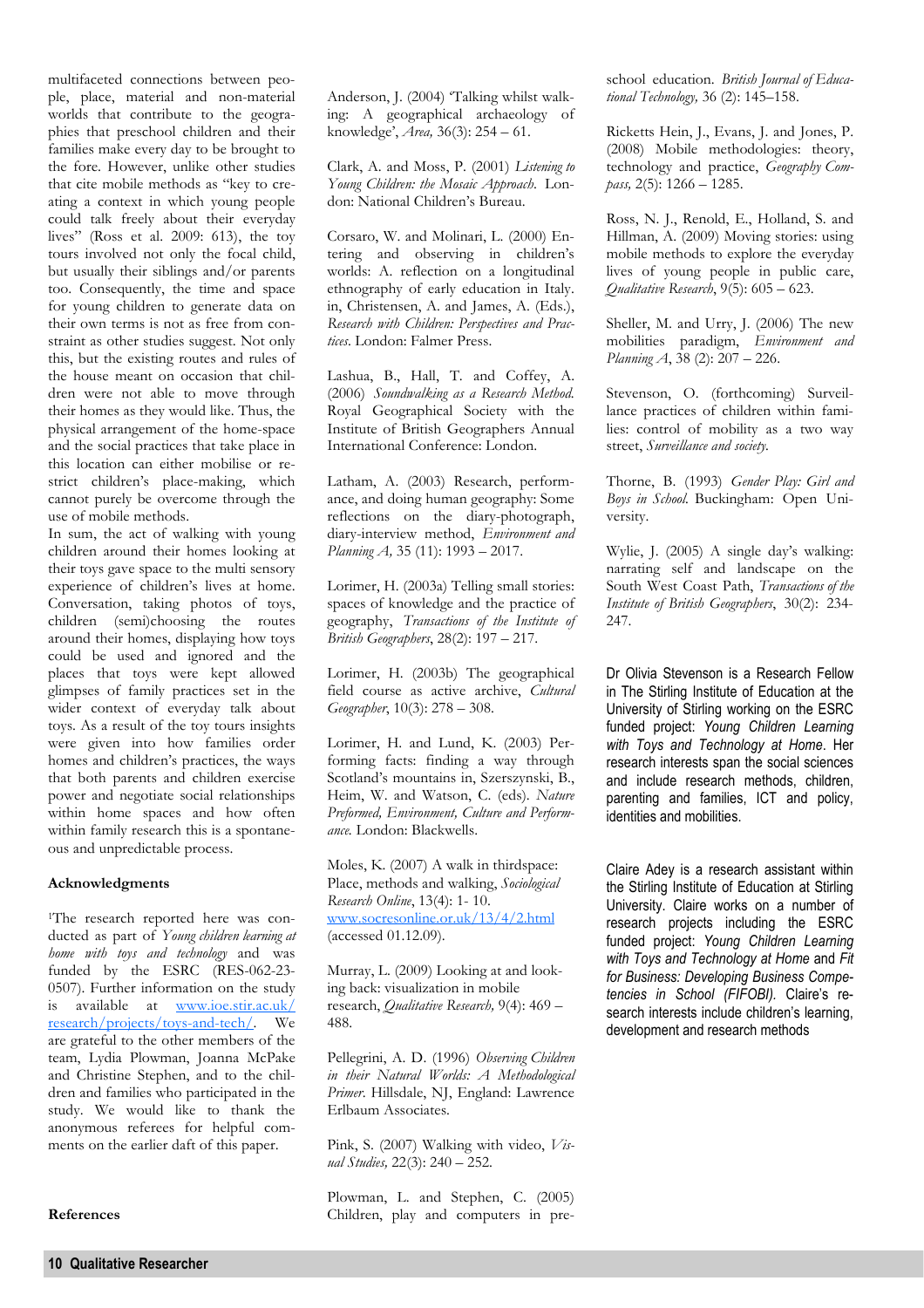multifaceted connections between people, place, material and non-material worlds that contribute to the geographies that preschool children and their families make every day to be brought to the fore. However, unlike other studies that cite mobile methods as "key to creating a context in which young people could talk freely about their everyday lives" (Ross et al. 2009: 613), the toy tours involved not only the focal child, but usually their siblings and/or parents too. Consequently, the time and space for young children to generate data on their own terms is not as free from constraint as other studies suggest. Not only this, but the existing routes and rules of the house meant on occasion that children were not able to move through their homes as they would like. Thus, the physical arrangement of the home-space and the social practices that take place in this location can either mobilise or restrict children's place-making, which cannot purely be overcome through the use of mobile methods.

In sum, the act of walking with young children around their homes looking at their toys gave space to the multi sensory experience of children's lives at home. Conversation, taking photos of toys, children (semi)choosing the routes around their homes, displaying how toys could be used and ignored and the places that toys were kept allowed glimpses of family practices set in the wider context of everyday talk about toys. As a result of the toy tours insights were given into how families order homes and children's practices, the ways that both parents and children exercise power and negotiate social relationships within home spaces and how often within family research this is a spontaneous and unpredictable process.

## Acknowledgments

[1]The research reported here was conducted as part of *Young children learning at home with toys and technology* and was funded by the ESRC (RES-062-23-0507). Further information on the study is available at www.ioe.stir.ac.uk/research/projects/toys-and-tech/. We are grateful to the other members of the team, Lydia Plowman, Joanna McPake and Christine Stephen, and to the children and families who participated in the study. We would like to thank the anonymous referees for helpful comments on the earlier daft of this paper.

## References

Anderson, J. (2004) 'Talking whilst walking: A geographical archaeology of knowledge', *Area,* 36(3): 254 – 61.

Clark, A. and Moss, P. (2001) *Listening to Young Children: the Mosaic Approach.* London: National Children's Bureau.

Corsaro, W. and Molinari, L. (2000) Entering and observing in children's worlds: A. reflection on a longitudinal ethnography of early education in Italy. in, Christensen, A. and James, A. (Eds.), *Research with Children: Perspectives and Practices*. London: Falmer Press.

Lashua, B., Hall, T. and Coffey, A. (2006) *Soundwalking as a Research Method.* Royal Geographical Society with the Institute of British Geographers Annual International Conference: London.

Latham, A. (2003) Research, performance, and doing human geography: Some reflections on the diary-photograph, diary-interview method, *Environment and Planning A,* 35 (11): 1993 – 2017.

Lorimer, H. (2003a) Telling small stories: spaces of knowledge and the practice of geography, *Transactions of the Institute of British Geographers*, 28(2): 197 – 217.

Lorimer, H. (2003b) The geographical field course as active archive, *Cultural Geographer*, 10(3): 278 – 308.

Lorimer, H. and Lund, K. (2003) Performing facts: finding a way through Scotland's mountains in, Szerszynski, B., Heim, W. and Watson, C. (eds). *Nature Preformed, Environment, Culture and Performance.* London: Blackwells.

Moles, K. (2007) A walk in thirdspace: Place, methods and walking, *Sociological Research Online*, 13(4): 1- 10. www.socresonline.or.uk/13/4/2.html (accessed 01.12.09).

Murray, L. (2009) Looking at and looking back: visualization in mobile research, *Qualitative Research,* 9(4): 469 – 488.

Pellegrini, A. D. (1996) *Observing Children in their Natural Worlds: A Methodological Primer.* Hillsdale, NJ, England: Lawrence Erlbaum Associates.

Pink, S. (2007) Walking with video, *Visual Studies,* 22(3): 240 – 252.

Plowman, L. and Stephen, C. (2005) Children, play and computers in pre-school education. *British Journal of Educational Technology,* 36 (2): 145–158.

Ricketts Hein, J., Evans, J. and Jones, P. (2008) Mobile methodologies: theory, technology and practice, *Geography Compass,* 2(5): 1266 – 1285.

Ross, N. J., Renold, E., Holland, S. and Hillman, A. (2009) Moving stories: using mobile methods to explore the everyday lives of young people in public care, *Qualitative Research*, 9(5): 605 – 623.

Sheller, M. and Urry, J. (2006) The new mobilities paradigm, *Environment and Planning A*, 38 (2): 207 – 226.

Stevenson, O. (forthcoming) Surveillance practices of children within families: control of mobility as a two way street, *Surveillance and society.*

Thorne, B. (1993) *Gender Play: Girl and Boys in School.* Buckingham: Open University.

Wylie, J. (2005) A single day's walking: narrating self and landscape on the South West Coast Path, *Transactions of the Institute of British Geographers*, 30(2): 234-247.

Dr Olivia Stevenson is a Research Fellow in The Stirling Institute of Education at the University of Stirling working on the ESRC funded project: *Young Children Learning with Toys and Technology at Home*. Her research interests span the social sciences and include research methods, children, parenting and families, ICT and policy, identities and mobilities.

Claire Adey is a research assistant within the Stirling Institute of Education at Stirling University. Claire works on a number of research projects including the ESRC funded project: *Young Children Learning with Toys and Technology at Home* and *Fit for Business: Developing Business Competencies in School (FIFOBI).* Claire's research interests include children's learning, development and research methods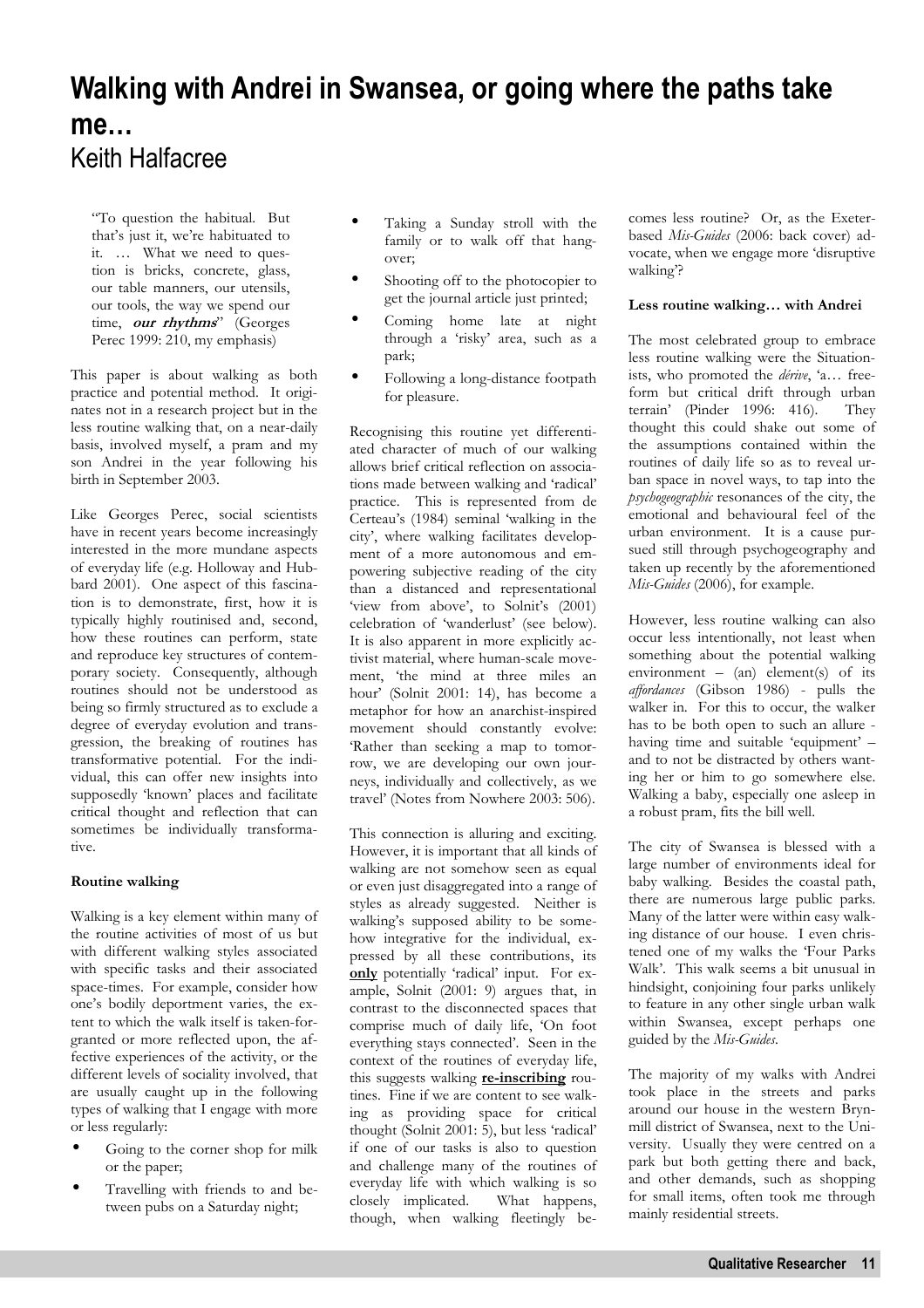# Walking with Andrei in Swansea, or going where the paths take me…

Keith Halfacree

> "To question the habitual. But that's just it, we're habituated to it. … What we need to question is bricks, concrete, glass, our table manners, our utensils, our tools, the way we spend our time, ***our rhythms***" (Georges Perec 1999: 210, my emphasis)

This paper is about walking as both practice and potential method. It originates not in a research project but in the less routine walking that, on a near-daily basis, involved myself, a pram and my son Andrei in the year following his birth in September 2003.

Like Georges Perec, social scientists have in recent years become increasingly interested in the more mundane aspects of everyday life (e.g. Holloway and Hubbard 2001). One aspect of this fascination is to demonstrate, first, how it is typically highly routinised and, second, how these routines can perform, state and reproduce key structures of contemporary society. Consequently, although routines should not be understood as being so firmly structured as to exclude a degree of everyday evolution and transgression, the breaking of routines has transformative potential. For the individual, this can offer new insights into supposedly 'known' places and facilitate critical thought and reflection that can sometimes be individually transformative.

**Routine walking**

Walking is a key element within many of the routine activities of most of us but with different walking styles associated with specific tasks and their associated space-times. For example, consider how one's bodily deportment varies, the extent to which the walk itself is taken-for-granted or more reflected upon, the affective experiences of the activity, or the different levels of sociality involved, that are usually caught up in the following types of walking that I engage with more or less regularly:

- Going to the corner shop for milk or the paper;
- Travelling with friends to and between pubs on a Saturday night;
- Taking a Sunday stroll with the family or to walk off that hangover;
- Shooting off to the photocopier to get the journal article just printed;
- Coming home late at night through a 'risky' area, such as a park;
- Following a long-distance footpath for pleasure.

Recognising this routine yet differentiated character of much of our walking allows brief critical reflection on associations made between walking and 'radical' practice. This is represented from de Certeau's (1984) seminal 'walking in the city', where walking facilitates development of a more autonomous and empowering subjective reading of the city than a distanced and representational 'view from above', to Solnit's (2001) celebration of 'wanderlust' (see below). It is also apparent in more explicitly activist material, where human-scale movement, 'the mind at three miles an hour' (Solnit 2001: 14), has become a metaphor for how an anarchist-inspired movement should constantly evolve: 'Rather than seeking a map to tomorrow, we are developing our own journeys, individually and collectively, as we travel' (Notes from Nowhere 2003: 506).

This connection is alluring and exciting. However, it is important that all kinds of walking are not somehow seen as equal or even just disaggregated into a range of styles as already suggested. Neither is walking's supposed ability to be somehow integrative for the individual, expressed by all these contributions, its **only** potentially 'radical' input. For example, Solnit (2001: 9) argues that, in contrast to the disconnected spaces that comprise much of daily life, 'On foot everything stays connected'. Seen in the context of the routines of everyday life, this suggests walking **re-inscribing** routines. Fine if we are content to see walking as providing space for critical thought (Solnit 2001: 5), but less 'radical' if one of our tasks is also to question and challenge many of the routines of everyday life with which walking is so closely implicated. What happens, though, when walking fleetingly becomes less routine? Or, as the Exeter-based *Mis-Guides* (2006: back cover) advocate, when we engage more 'disruptive walking'?

**Less routine walking… with Andrei**

The most celebrated group to embrace less routine walking were the Situationists, who promoted the *dérive*, 'a… free-form but critical drift through urban terrain' (Pinder 1996: 416). They thought this could shake out some of the assumptions contained within the routines of daily life so as to reveal urban space in novel ways, to tap into the *psychogeographic* resonances of the city, the emotional and behavioural feel of the urban environment. It is a cause pursued still through psychogeography and taken up recently by the aforementioned *Mis-Guides* (2006), for example.

However, less routine walking can also occur less intentionally, not least when something about the potential walking environment – (an) element(s) of its *affordances* (Gibson 1986) - pulls the walker in. For this to occur, the walker has to be both open to such an allure - having time and suitable 'equipment' – and to not be distracted by others wanting her or him to go somewhere else. Walking a baby, especially one asleep in a robust pram, fits the bill well.

The city of Swansea is blessed with a large number of environments ideal for baby walking. Besides the coastal path, there are numerous large public parks. Many of the latter were within easy walking distance of our house. I even christened one of my walks the 'Four Parks Walk'. This walk seems a bit unusual in hindsight, conjoining four parks unlikely to feature in any other single urban walk within Swansea, except perhaps one guided by the *Mis-Guides*.

The majority of my walks with Andrei took place in the streets and parks around our house in the western Brynmill district of Swansea, next to the University. Usually they were centred on a park but both getting there and back, and other demands, such as shopping for small items, often took me through mainly residential streets.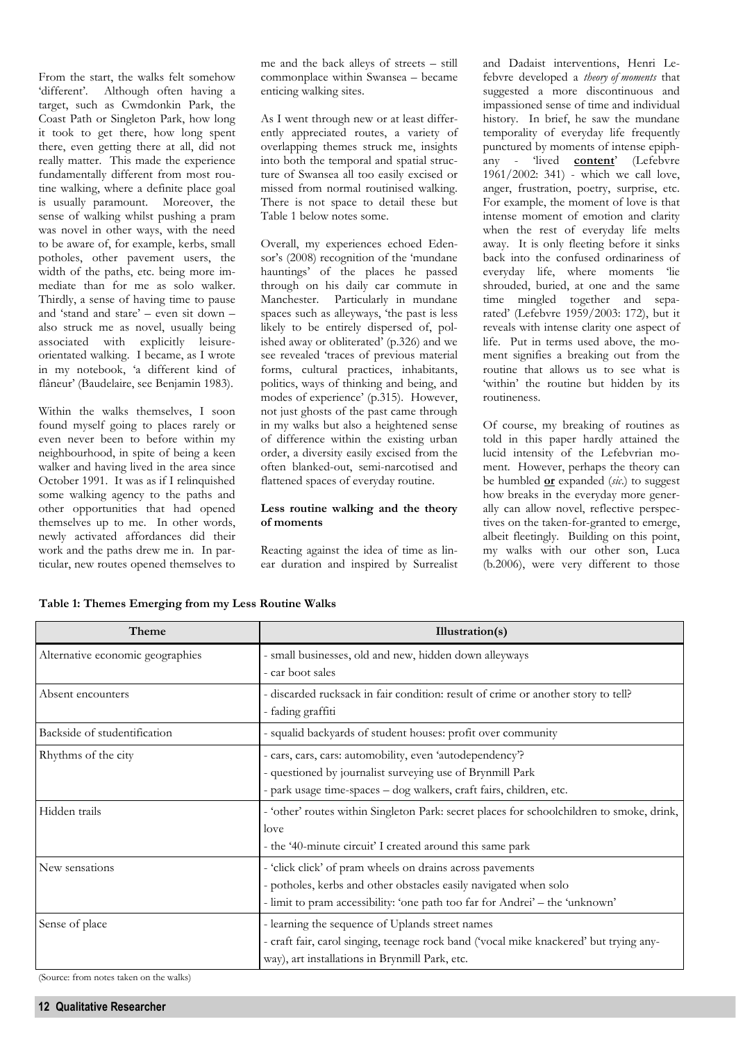From the start, the walks felt somehow 'different'. Although often having a target, such as Cwmdonkin Park, the Coast Path or Singleton Park, how long it took to get there, how long spent there, even getting there at all, did not really matter. This made the experience fundamentally different from most routine walking, where a definite place goal is usually paramount. Moreover, the sense of walking whilst pushing a pram was novel in other ways, with the need to be aware of, for example, kerbs, small potholes, other pavement users, the width of the paths, etc. being more immediate than for me as solo walker. Thirdly, a sense of having time to pause and 'stand and stare' – even sit down – also struck me as novel, usually being associated with explicitly leisure-orientated walking. I became, as I wrote in my notebook, 'a different kind of flâneur' (Baudelaire, see Benjamin 1983).

Within the walks themselves, I soon found myself going to places rarely or even never been to before within my neighbourhood, in spite of being a keen walker and having lived in the area since October 1991. It was as if I relinquished some walking agency to the paths and other opportunities that had opened themselves up to me. In other words, newly activated affordances did their work and the paths drew me in. In particular, new routes opened themselves to me and the back alleys of streets – still commonplace within Swansea – became enticing walking sites.

As I went through new or at least differently appreciated routes, a variety of overlapping themes struck me, insights into both the temporal and spatial structure of Swansea all too easily excised or missed from normal routinised walking. There is not space to detail these but Table 1 below notes some.

Overall, my experiences echoed Edensor's (2008) recognition of the 'mundane hauntings' of the places he passed through on his daily car commute in Manchester. Particularly in mundane spaces such as alleyways, 'the past is less likely to be entirely dispersed of, polished away or obliterated' (p.326) and we see revealed 'traces of previous material forms, cultural practices, inhabitants, politics, ways of thinking and being, and modes of experience' (p.315). However, not just ghosts of the past came through in my walks but also a heightened sense of difference within the existing urban order, a diversity easily excised from the often blanked-out, semi-narcotised and flattened spaces of everyday routine.

### Less routine walking and the theory of moments

Reacting against the idea of time as linear duration and inspired by Surrealist and Dadaist interventions, Henri Lefebvre developed a *theory of moments* that suggested a more discontinuous and impassioned sense of time and individual history. In brief, he saw the mundane temporality of everyday life frequently punctured by moments of intense epiphany - 'lived **content**' (Lefebvre 1961/2002: 341) - which we call love, anger, frustration, poetry, surprise, etc. For example, the moment of love is that intense moment of emotion and clarity when the rest of everyday life melts away. It is only fleeting before it sinks back into the confused ordinariness of everyday life, where moments 'lie shrouded, buried, at one and the same time mingled together and separated' (Lefebvre 1959/2003: 172), but it reveals with intense clarity one aspect of life. Put in terms used above, the moment signifies a breaking out from the routine that allows us to see what is 'within' the routine but hidden by its routineness.

Of course, my breaking of routines as told in this paper hardly attained the lucid intensity of the Lefebvrian moment. However, perhaps the theory can be humbled **or** expanded (*sic.*) to suggest how breaks in the everyday more generally can allow novel, reflective perspectives on the taken-for-granted to emerge, albeit fleetingly. Building on this point, my walks with our other son, Luca (b.2006), were very different to those

**Table 1: Themes Emerging from my Less Routine Walks**

| Theme | Illustration(s) |
|---|---|
| Alternative economic geographies | - small businesses, old and new, hidden down alleyways<br>- car boot sales |
| Absent encounters | - discarded rucksack in fair condition: result of crime or another story to tell?<br>- fading graffiti |
| Backside of studentification | - squalid backyards of student houses: profit over community |
| Rhythms of the city | - cars, cars, cars: automobility, even 'autodependency'?<br>- questioned by journalist surveying use of Brynmill Park<br>- park usage time-spaces – dog walkers, craft fairs, children, etc. |
| Hidden trails | - 'other' routes within Singleton Park: secret places for schoolchildren to smoke, drink, love<br>- the '40-minute circuit' I created around this same park |
| New sensations | - 'click click' of pram wheels on drains across pavements<br>- potholes, kerbs and other obstacles easily navigated when solo<br>- limit to pram accessibility: 'one path too far for Andrei' – the 'unknown' |
| Sense of place | - learning the sequence of Uplands street names<br>- craft fair, carol singing, teenage rock band ('vocal mike knackered' but trying anyway), art installations in Brynmill Park, etc. |

(Source: from notes taken on the walks)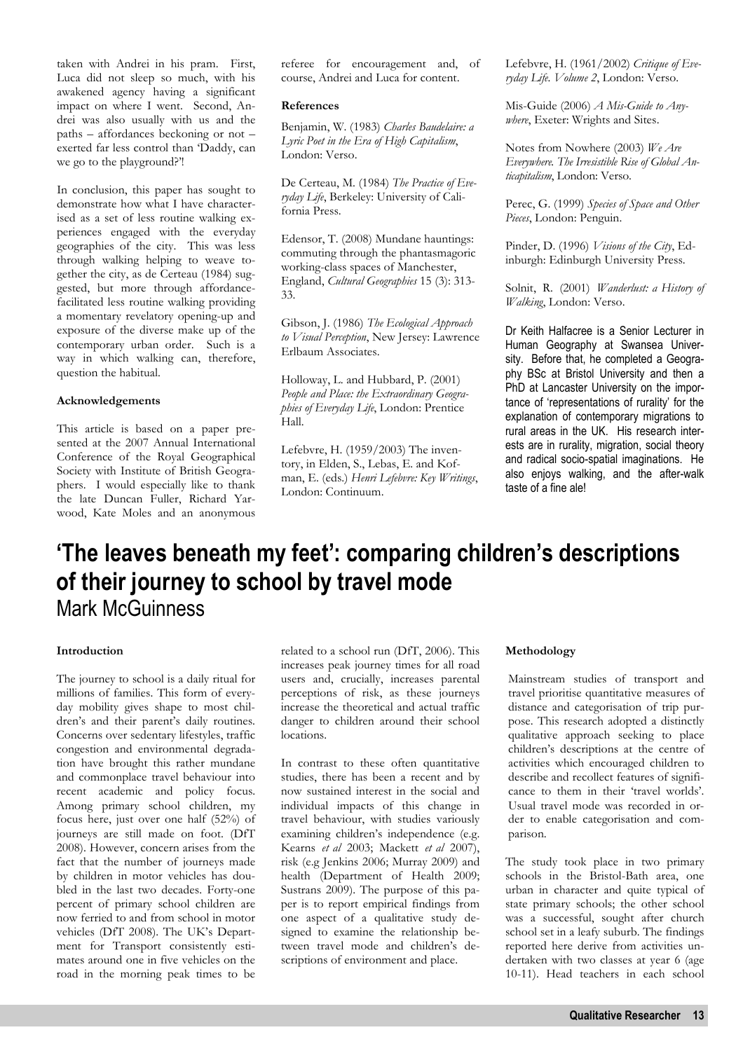taken with Andrei in his pram. First, Luca did not sleep so much, with his awakened agency having a significant impact on where I went. Second, Andrei was also usually with us and the paths – affordances beckoning or not – exerted far less control than 'Daddy, can we go to the playground?'!

In conclusion, this paper has sought to demonstrate how what I have characterised as a set of less routine walking experiences engaged with the everyday geographies of the city. This was less through walking helping to weave together the city, as de Certeau (1984) suggested, but more through affordance-facilitated less routine walking providing a momentary revelatory opening-up and exposure of the diverse make up of the contemporary urban order. Such is a way in which walking can, therefore, question the habitual.

#### Acknowledgements

This article is based on a paper presented at the 2007 Annual International Conference of the Royal Geographical Society with Institute of British Geographers. I would especially like to thank the late Duncan Fuller, Richard Yarwood, Kate Moles and an anonymous referee for encouragement and, of course, Andrei and Luca for content.

#### References

Benjamin, W. (1983) *Charles Baudelaire: a Lyric Poet in the Era of High Capitalism*, London: Verso.

De Certeau, M. (1984) *The Practice of Everyday Life*, Berkeley: University of California Press.

Edensor, T. (2008) Mundane hauntings: commuting through the phantasmagoric working-class spaces of Manchester, England, *Cultural Geographies* 15 (3): 313-33.

Gibson, J. (1986) *The Ecological Approach to Visual Perception*, New Jersey: Lawrence Erlbaum Associates.

Holloway, L. and Hubbard, P. (2001) *People and Place: the Extraordinary Geographies of Everyday Life*, London: Prentice Hall.

Lefebvre, H. (1959/2003) The inventory, in Elden, S., Lebas, E. and Kofman, E. (eds.) *Henri Lefebvre: Key Writings*, London: Continuum.

Lefebvre, H. (1961/2002) *Critique of Everyday Life. Volume 2*, London: Verso.

Mis-Guide (2006) *A Mis-Guide to Anywhere*, Exeter: Wrights and Sites.

Notes from Nowhere (2003) *We Are Everywhere. The Irresistible Rise of Global Anticapitalism*, London: Verso.

Perec, G. (1999) *Species of Space and Other Pieces*, London: Penguin.

Pinder, D. (1996) *Visions of the City*, Edinburgh: Edinburgh University Press.

Solnit, R. (2001) *Wanderlust: a History of Walking*, London: Verso.

Dr Keith Halfacree is a Senior Lecturer in Human Geography at Swansea University. Before that, he completed a Geography BSc at Bristol University and then a PhD at Lancaster University on the importance of 'representations of rurality' for the explanation of contemporary migrations to rural areas in the UK. His research interests are in rurality, migration, social theory and radical socio-spatial imaginations. He also enjoys walking, and the after-walk taste of a fine ale!

# 'The leaves beneath my feet': comparing children's descriptions of their journey to school by travel mode

Mark McGuinness

#### Introduction

The journey to school is a daily ritual for millions of families. This form of everyday mobility gives shape to most children's and their parent's daily routines. Concerns over sedentary lifestyles, traffic congestion and environmental degradation have brought this rather mundane and commonplace travel behaviour into recent academic and policy focus. Among primary school children, my focus here, just over one half (52%) of journeys are still made on foot. (DfT 2008). However, concern arises from the fact that the number of journeys made by children in motor vehicles has doubled in the last two decades. Forty-one percent of primary school children are now ferried to and from school in motor vehicles (DfT 2008). The UK's Department for Transport consistently estimates around one in five vehicles on the road in the morning peak times to be related to a school run (DfT, 2006). This increases peak journey times for all road users and, crucially, increases parental perceptions of risk, as these journeys increase the theoretical and actual traffic danger to children around their school locations.

In contrast to these often quantitative studies, there has been a recent and by now sustained interest in the social and individual impacts of this change in travel behaviour, with studies variously examining children's independence (e.g. Kearns *et al* 2003; Mackett *et al* 2007), risk (e.g Jenkins 2006; Murray 2009) and health (Department of Health 2009; Sustrans 2009). The purpose of this paper is to report empirical findings from one aspect of a qualitative study designed to examine the relationship between travel mode and children's descriptions of environment and place.

#### Methodology

Mainstream studies of transport and travel prioritise quantitative measures of distance and categorisation of trip purpose. This research adopted a distinctly qualitative approach seeking to place children's descriptions at the centre of activities which encouraged children to describe and recollect features of significance to them in their 'travel worlds'. Usual travel mode was recorded in order to enable categorisation and comparison.

The study took place in two primary schools in the Bristol-Bath area, one urban in character and quite typical of state primary schools; the other school was a successful, sought after church school set in a leafy suburb. The findings reported here derive from activities undertaken with two classes at year 6 (age 10-11). Head teachers in each school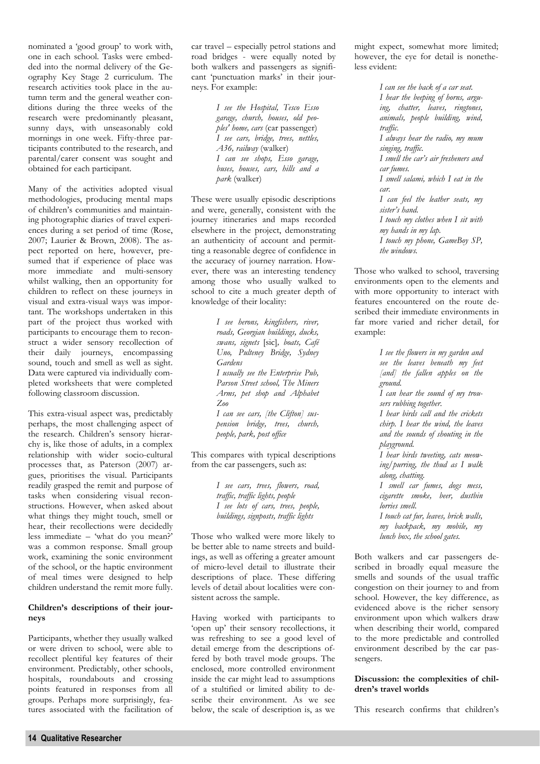nominated a 'good group' to work with, one in each school. Tasks were embedded into the normal delivery of the Geography Key Stage 2 curriculum. The research activities took place in the autumn term and the general weather conditions during the three weeks of the research were predominantly pleasant, sunny days, with unseasonably cold mornings in one week. Fifty-three participants contributed to the research, and parental/carer consent was sought and obtained for each participant.

Many of the activities adopted visual methodologies, producing mental maps of children's communities and maintaining photographic diaries of travel experiences during a set period of time (Rose, 2007; Laurier & Brown, 2008). The aspect reported on here, however, presumed that if experience of place was more immediate and multi-sensory whilst walking, then an opportunity for children to reflect on these journeys in visual and extra-visual ways was important. The workshops undertaken in this part of the project thus worked with participants to encourage them to reconstruct a wider sensory recollection of their daily journeys, encompassing sound, touch and smell as well as sight. Data were captured via individually completed worksheets that were completed following classroom discussion.

This extra-visual aspect was, predictably perhaps, the most challenging aspect of the research. Children's sensory hierarchy is, like those of adults, in a complex relationship with wider socio-cultural processes that, as Paterson (2007) argues, prioritises the visual. Participants readily grasped the remit and purpose of tasks when considering visual reconstructions. However, when asked about what things they might touch, smell or hear, their recollections were decidedly less immediate – 'what do you mean?' was a common response. Small group work, examining the sonic environment of the school, or the haptic environment of meal times were designed to help children understand the remit more fully.

### Children's descriptions of their journeys

Participants, whether they usually walked or were driven to school, were able to recollect plentiful key features of their environment. Predictably, other schools, hospitals, roundabouts and crossing points featured in responses from all groups. Perhaps more surprisingly, features associated with the facilitation of car travel – especially petrol stations and road bridges - were equally noted by both walkers and passengers as significant 'punctuation marks' in their journeys. For example:

> *I see the Hospital, Tesco Esso garage, church, houses, old peoples' home, cars* (car passenger)
> *I see cars, bridge, trees, nettles, A36, railway* (walker)
> *I can see shops, Esso garage, buses, houses, cars, hills and a park* (walker)

These were usually episodic descriptions and were, generally, consistent with the journey itineraries and maps recorded elsewhere in the project, demonstrating an authenticity of account and permitting a reasonable degree of confidence in the accuracy of journey narration. However, there was an interesting tendency among those who usually walked to school to cite a much greater depth of knowledge of their locality:

> *I see herons, kingfishers, river, roads, Georgian buildings, ducks, swans, signets* [sic]*, boats, Café Uno, Pulteney Bridge, Sydney Gardens*
> *I usually see the Enterprise Pub, Parson Street school, The Miners Arms, pet shop and Alphabet Zoo*
> *I can see cars, [the Clifton] suspension bridge, trees, church, people, park, post office*

This compares with typical descriptions from the car passengers, such as:

> *I see cars, trees, flowers, road, traffic, traffic lights, people*
> *I see lots of cars, trees, people, buildings, signposts, traffic lights*

Those who walked were more likely to be better able to name streets and buildings, as well as offering a greater amount of micro-level detail to illustrate their descriptions of place. These differing levels of detail about localities were consistent across the sample.

Having worked with participants to 'open up' their sensory recollections, it was refreshing to see a good level of detail emerge from the descriptions offered by both travel mode groups. The enclosed, more controlled environment inside the car might lead to assumptions of a stultified or limited ability to describe their environment. As we see below, the scale of description is, as we might expect, somewhat more limited; however, the eye for detail is nonetheless evident:

> *I can see the back of a car seat.*
> *I hear the beeping of horns, arguing, chatter, leaves, ringtones, animals, people building, wind, traffic.*
> *I always hear the radio, my mum singing, traffic.*
> *I smell the car's air fresheners and car fumes.*
> *I smell salami, which I eat in the car.*
> *I can feel the leather seats, my sister's hand.*
> *I touch my clothes when I sit with my hands in my lap.*
> *I touch my phone, GameBoy SP, the windows.*

Those who walked to school, traversing environments open to the elements and with more opportunity to interact with features encountered on the route described their immediate environments in far more varied and richer detail, for example:

> *I see the flowers in my garden and see the leaves beneath my feet [and] the fallen apples on the ground.*
> *I can hear the sound of my trousers rubbing together.*
> *I hear birds call and the crickets chirp. I hear the wind, the leaves and the sounds of shouting in the playground.*
> *I hear birds tweeting, cats meowing/purring, the thud as I walk along, chatting.*
> *I smell car fumes, dogs mess, cigarette smoke, beer, dustbin lorries smell.*
> *I touch cat fur, leaves, brick walls, my backpack, my mobile, my lunch box, the school gates.*

Both walkers and car passengers described in broadly equal measure the smells and sounds of the usual traffic congestion on their journey to and from school. However, the key difference, as evidenced above is the richer sensory environment upon which walkers draw when describing their world, compared to the more predictable and controlled environment described by the car passengers.

### Discussion: the complexities of children's travel worlds

This research confirms that children's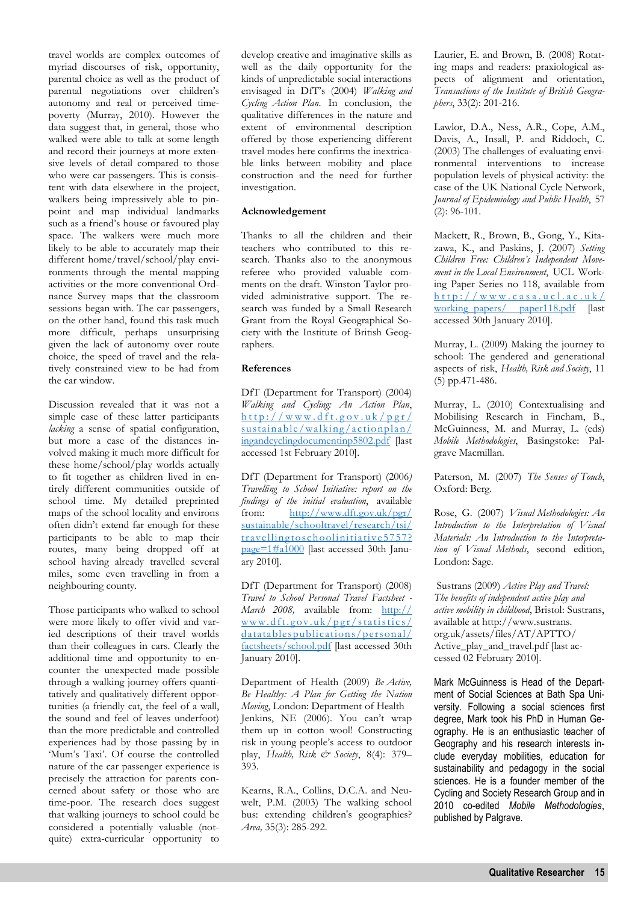travel worlds are complex outcomes of myriad discourses of risk, opportunity, parental choice as well as the product of parental negotiations over children's autonomy and real or perceived time-poverty (Murray, 2010). However the data suggest that, in general, those who walked were able to talk at some length and record their journeys at more extensive levels of detail compared to those who were car passengers. This is consistent with data elsewhere in the project, walkers being impressively able to pinpoint and map individual landmarks such as a friend's house or favoured play space. The walkers were much more likely to be able to accurately map their different home/travel/school/play environments through the mental mapping activities or the more conventional Ordnance Survey maps that the classroom sessions began with. The car passengers, on the other hand, found this task much more difficult, perhaps unsurprising given the lack of autonomy over route choice, the speed of travel and the relatively constrained view to be had from the car window.

Discussion revealed that it was not a simple case of these latter participants *lacking* a sense of spatial configuration, but more a case of the distances involved making it much more difficult for these home/school/play worlds actually to fit together as children lived in entirely different communities outside of school time. My detailed preprinted maps of the school locality and environs often didn't extend far enough for these participants to be able to map their routes, many being dropped off at school having already travelled several miles, some even travelling in from a neighbouring county.

Those participants who walked to school were more likely to offer vivid and varied descriptions of their travel worlds than their colleagues in cars. Clearly the additional time and opportunity to encounter the unexpected made possible through a walking journey offers quantitatively and qualitatively different opportunities (a friendly cat, the feel of a wall, the sound and feel of leaves underfoot) than the more predictable and controlled experiences had by those passing by in 'Mum's Taxi'. Of course the controlled nature of the car passenger experience is precisely the attraction for parents concerned about safety or those who are time-poor. The research does suggest that walking journeys to school could be considered a potentially valuable (not-quite) extra-curricular opportunity to develop creative and imaginative skills as well as the daily opportunity for the kinds of unpredictable social interactions envisaged in DfT's (2004) *Walking and Cycling Action Plan*. In conclusion, the qualitative differences in the nature and extent of environmental description offered by those experiencing different travel modes here confirms the inextricable links between mobility and place construction and the need for further investigation.

## Acknowledgement

Thanks to all the children and their teachers who contributed to this research. Thanks also to the anonymous referee who provided valuable comments on the draft. Winston Taylor provided administrative support. The research was funded by a Small Research Grant from the Royal Geographical Society with the Institute of British Geographers.

## References

DfT (Department for Transport) (2004) *Walking and Cycling: An Action Plan*, http://www.dft.gov.uk/pgr/sustainable/walking/actionplan/ingandcyclingdocumentinp5802.pdf [last accessed 1st February 2010].

DfT (Department for Transport) (2006) *Travelling to School Initiative: report on the findings of the initial evaluation*, available from: http://www.dft.gov.uk/pgr/sustainable/schooltravel/research/tsi/travellingtoschoolinitiative5757?page=1#a1000 [last accessed 30th January 2010].

DfT (Department for Transport) (2008) *Travel to School Personal Travel Factsheet - March 2008*, available from: http://www.dft.gov.uk/pgr/statistics/datatablespublications/personal/factsheets/school.pdf [last accessed 30th January 2010].

Department of Health (2009) *Be Active, Be Healthy: A Plan for Getting the Nation Moving*, London: Department of Health

Jenkins, NE (2006). You can't wrap them up in cotton wool! Constructing risk in young people's access to outdoor play, *Health, Risk & Society*, 8(4): 379–393.

Kearns, R.A., Collins, D.C.A. and Neuwelt, P.M. (2003) The walking school bus: extending children's geographies? *Area,* 35(3): 285-292.

Laurier, E. and Brown, B. (2008) Rotating maps and readers: praxiological aspects of alignment and orientation, *Transactions of the Institute of British Geographers*, 33(2): 201-216.

Lawlor, D.A., Ness, A.R., Cope, A.M., Davis, A., Insall, P. and Riddoch, C. (2003) The challenges of evaluating environmental interventions to increase population levels of physical activity: the case of the UK National Cycle Network, *Journal of Epidemiology and Public Health*, 57 (2): 96-101.

Mackett, R., Brown, B., Gong, Y., Kitazawa, K., and Paskins, J. (2007) *Setting Children Free: Children's Independent Movement in the Local Environment*, UCL Working Paper Series no 118, available from http://www.casa.ucl.ac.uk/working_papers/ paper118.pdf [last accessed 30th January 2010].

Murray, L. (2009) Making the journey to school: The gendered and generational aspects of risk, *Health, Risk and Society*, 11 (5) pp.471-486.

Murray, L. (2010) Contextualising and Mobilising Research in Fincham, B., McGuinness, M. and Murray, L. (eds) *Mobile Methodologies*, Basingstoke: Palgrave Macmillan.

Paterson, M. (2007) *The Senses of Touch*, Oxford: Berg.

Rose, G. (2007) *Visual Methodologies: An Introduction to the Interpretation of Visual Materials: An Introduction to the Interpretation of Visual Methods*, second edition, London: Sage.

Sustrans (2009) *Active Play and Travel: The benefits of independent active play and active mobility in childhood*, Bristol: Sustrans, available at http://www.sustrans.org.uk/assets/files/AT/APTTO/Active_play_and_travel.pdf [last accessed 02 February 2010].

Mark McGuinness is Head of the Department of Social Sciences at Bath Spa University. Following a social sciences first degree, Mark took his PhD in Human Geography. He is an enthusiastic teacher of Geography and his research interests include everyday mobilities, education for sustainability and pedagogy in the social sciences. He is a founder member of the Cycling and Society Research Group and in 2010 co-edited *Mobile Methodologies*, published by Palgrave.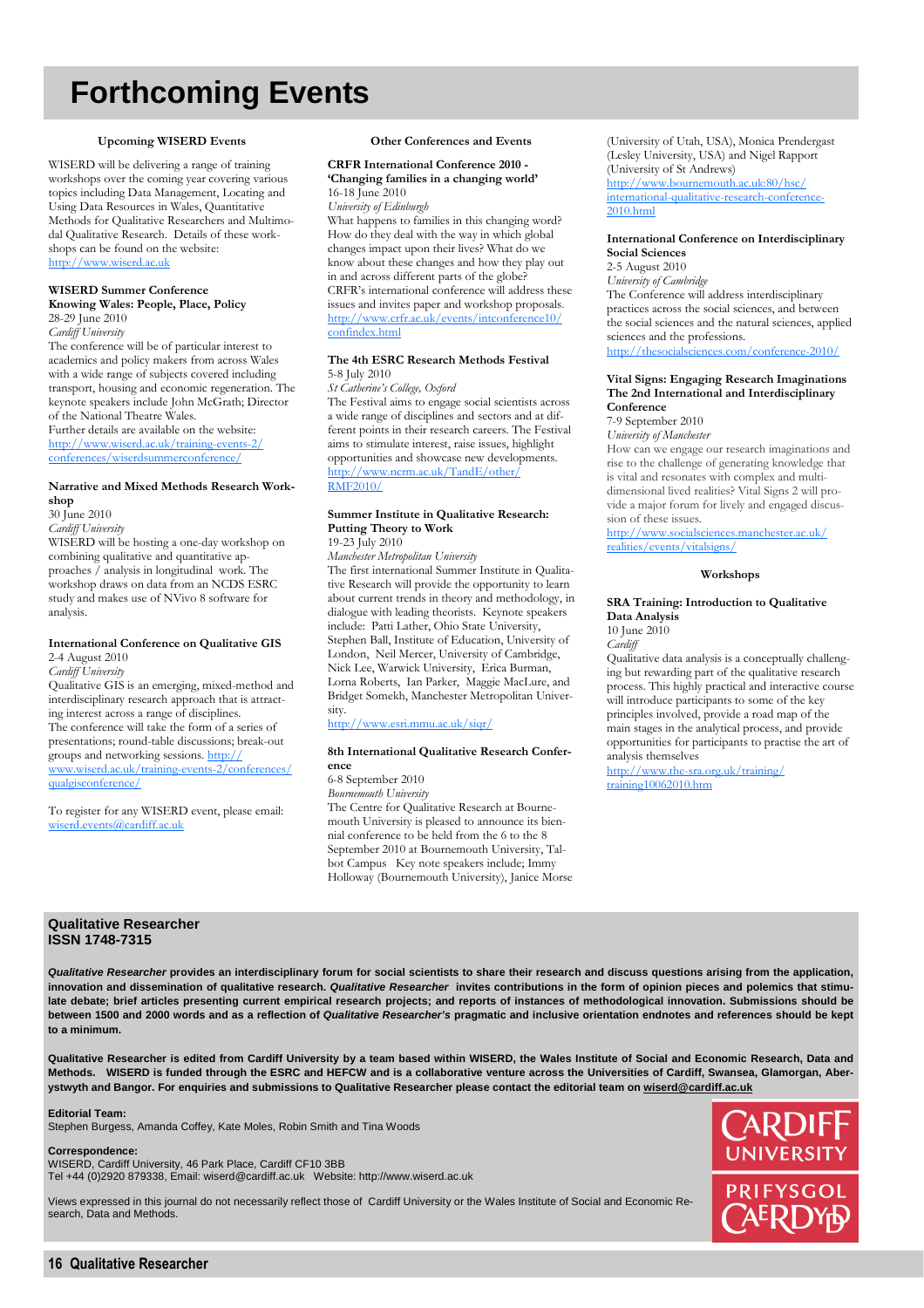# Forthcoming Events

## Upcoming WISERD Events

WISERD will be delivering a range of training workshops over the coming year covering various topics including Data Management, Locating and Using Data Resources in Wales, Quantitative Methods for Qualitative Researchers and Multimodal Qualitative Research. Details of these workshops can be found on the website: http://www.wiserd.ac.uk

### WISERD Summer Conference Knowing Wales: People, Place, Policy

28-29 June 2010

*Cardiff University*

The conference will be of particular interest to academics and policy makers from across Wales with a wide range of subjects covered including transport, housing and economic regeneration. The keynote speakers include John McGrath; Director of the National Theatre Wales.

Further details are available on the website: http://www.wiserd.ac.uk/training-events-2/conferences/wiserdsummerconference/

### Narrative and Mixed Methods Research Workshop

30 June 2010

*Cardiff University*

WISERD will be hosting a one-day workshop on combining qualitative and quantitative approaches / analysis in longitudinal work. The workshop draws on data from an NCDS ESRC study and makes use of NVivo 8 software for analysis.

### International Conference on Qualitative GIS

2-4 August 2010

*Cardiff University*

Qualitative GIS is an emerging, mixed-method and interdisciplinary research approach that is attracting interest across a range of disciplines.

The conference will take the form of a series of presentations; round-table discussions; break-out groups and networking sessions. http://www.wiserd.ac.uk/training-events-2/conferences/qualgisconference/

To register for any WISERD event, please email: wiserd.events@cardiff.ac.uk

## Other Conferences and Events

### CRFR International Conference 2010 - 'Changing families in a changing world'

16-18 June 2010

*University of Edinburgh*

What happens to families in this changing word? How do they deal with the way in which global changes impact upon their lives? What do we know about these changes and how they play out in and across different parts of the globe? CRFR's international conference will address these issues and invites paper and workshop proposals. http://www.crfr.ac.uk/events/intconference10/confindex.html

### The 4th ESRC Research Methods Festival

5-8 July 2010

*St Catherine's College, Oxford*

The Festival aims to engage social scientists across a wide range of disciplines and sectors and at different points in their research careers. The Festival aims to stimulate interest, raise issues, highlight opportunities and showcase new developments. http://www.ncrm.ac.uk/TandE/other/RMF2010/

### Summer Institute in Qualitative Research: Putting Theory to Work

19-23 July 2010

*Manchester Metropolitan University*

The first international Summer Institute in Qualitative Research will provide the opportunity to learn about current trends in theory and methodology, in dialogue with leading theorists. Keynote speakers include: Patti Lather, Ohio State University, Stephen Ball, Institute of Education, University of London, Neil Mercer, University of Cambridge, Nick Lee, Warwick University, Erica Burman, Lorna Roberts, Ian Parker, Maggie MacLure, and Bridget Somekh, Manchester Metropolitan University.

http://www.esri.mmu.ac.uk/siqr/

### 8th International Qualitative Research Conference

6-8 September 2010

*Bournemouth University*

The Centre for Qualitative Research at Bournemouth University is pleased to announce its biennial conference to be held from the 6 to the 8 September 2010 at Bournemouth University, Talbot Campus Key note speakers include; Immy Holloway (Bournemouth University), Janice Morse (University of Utah, USA), Monica Prendergast (Lesley University, USA) and Nigel Rapport (University of St Andrews)

http://www.bournemouth.ac.uk:80/hsc/international-qualitative-research-conference-2010.html

### International Conference on Interdisciplinary Social Sciences

2-5 August 2010

*University of Cambridge*

The Conference will address interdisciplinary practices across the social sciences, and between the social sciences and the natural sciences, applied sciences and the professions.

http://thesocialsciences.com/conference-2010/

### Vital Signs: Engaging Research Imaginations The 2nd International and Interdisciplinary Conference

7-9 September 2010

*University of Manchester*

How can we engage our research imaginations and rise to the challenge of generating knowledge that is vital and resonates with complex and multi-dimensional lived realities? Vital Signs 2 will provide a major forum for lively and engaged discussion of these issues.

http://www.socialsciences.manchester.ac.uk/realities/events/vitalsigns/

## Workshops

### SRA Training: Introduction to Qualitative Data Analysis

10 June 2010

*Cardiff*

Qualitative data analysis is a conceptually challenging but rewarding part of the qualitative research process. This highly practical and interactive course will introduce participants to some of the key principles involved, provide a road map of the main stages in the analytical process, and provide opportunities for participants to practise the art of analysis themselves

http://www.the-sra.org.uk/training/training10062010.htm

---

## Qualitative Researcher
## ISSN 1748-7315

***Qualitative Researcher* provides an interdisciplinary forum for social scientists to share their research and discuss questions arising from the application, innovation and dissemination of qualitative research. *Qualitative Researcher* invites contributions in the form of opinion pieces and polemics that stimulate debate; brief articles presenting current empirical research projects; and reports of instances of methodological innovation. Submissions should be between 1500 and 2000 words and as a reflection of *Qualitative Researcher's* pragmatic and inclusive orientation endnotes and references should be kept to a minimum.**

**Qualitative Researcher is edited from Cardiff University by a team based within WISERD, the Wales Institute of Social and Economic Research, Data and Methods. WISERD is funded through the ESRC and HEFCW and is a collaborative venture across the Universities of Cardiff, Swansea, Glamorgan, Aberystwyth and Bangor. For enquiries and submissions to Qualitative Researcher please contact the editorial team on wiserd@cardiff.ac.uk**

**Editorial Team:**

Stephen Burgess, Amanda Coffey, Kate Moles, Robin Smith and Tina Woods

**Correspondence:**

WISERD, Cardiff University, 46 Park Place, Cardiff CF10 3BB

Tel +44 (0)2920 879338, Email: wiserd@cardiff.ac.uk Website: http://www.wiserd.ac.uk

Views expressed in this journal do not necessarily reflect those of Cardiff University or the Wales Institute of Social and Economic Research, Data and Methods.

CARDIFF UNIVERSITY
PRIFYSGOL CAERDYDD